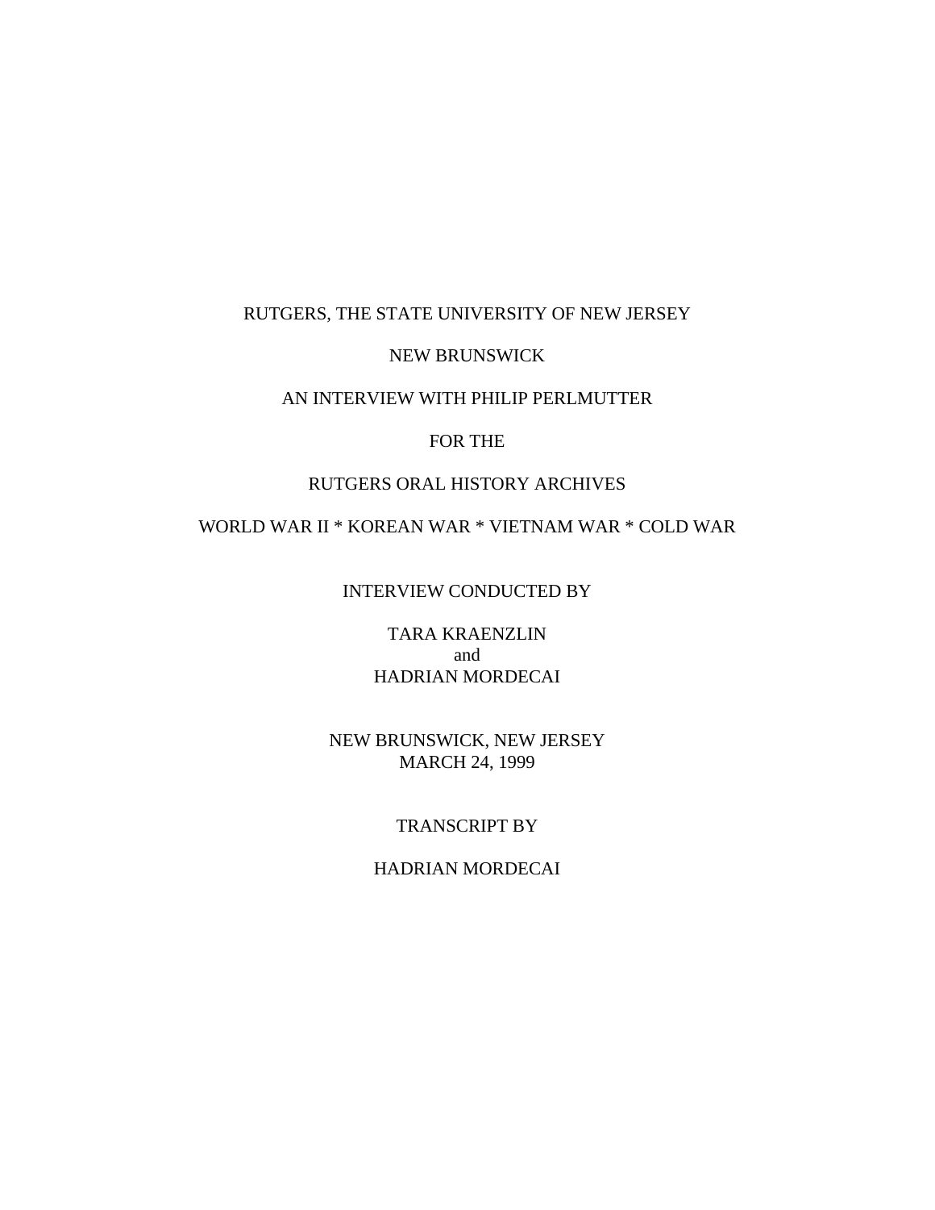RUTGERS, THE STATE UNIVERSITY OF NEW JERSEY

NEW BRUNSWICK

AN INTERVIEW WITH PHILIP PERLMUTTER

FOR THE

RUTGERS ORAL HISTORY ARCHIVES

WORLD WAR II * KOREAN WAR * VIETNAM WAR * COLD WAR

INTERVIEW CONDUCTED BY

TARA KRAENZLIN
and
HADRIAN MORDECAI

NEW BRUNSWICK, NEW JERSEY
MARCH 24, 1999

TRANSCRIPT BY

HADRIAN MORDECAI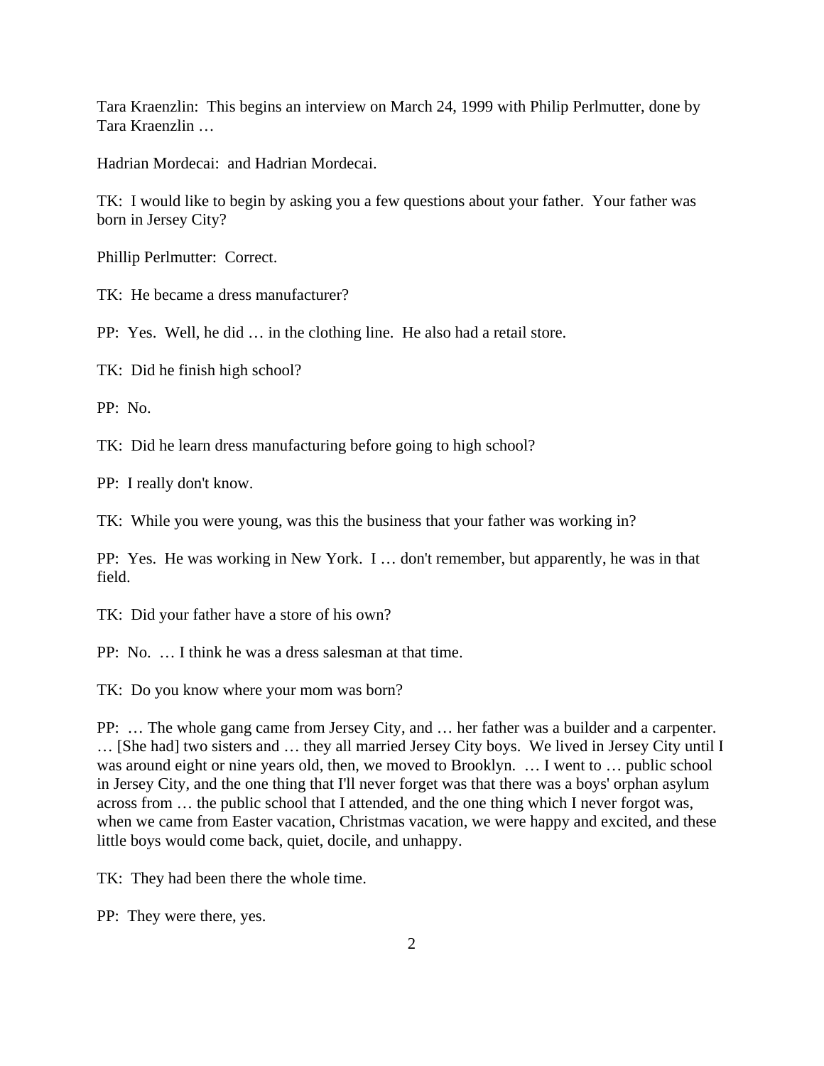Tara Kraenzlin: This begins an interview on March 24, 1999 with Philip Perlmutter, done by Tara Kraenzlin …

Hadrian Mordecai: and Hadrian Mordecai.

TK: I would like to begin by asking you a few questions about your father. Your father was born in Jersey City?

Phillip Perlmutter: Correct.

TK: He became a dress manufacturer?

PP: Yes. Well, he did … in the clothing line. He also had a retail store.

TK: Did he finish high school?

PP: No.

TK: Did he learn dress manufacturing before going to high school?

PP: I really don't know.

TK: While you were young, was this the business that your father was working in?

PP: Yes. He was working in New York. I … don't remember, but apparently, he was in that field.

TK: Did your father have a store of his own?

PP: No. … I think he was a dress salesman at that time.

TK: Do you know where your mom was born?

PP: … The whole gang came from Jersey City, and … her father was a builder and a carpenter. … [She had] two sisters and … they all married Jersey City boys. We lived in Jersey City until I was around eight or nine years old, then, we moved to Brooklyn. … I went to … public school in Jersey City, and the one thing that I'll never forget was that there was a boys' orphan asylum across from … the public school that I attended, and the one thing which I never forgot was, when we came from Easter vacation, Christmas vacation, we were happy and excited, and these little boys would come back, quiet, docile, and unhappy.

TK: They had been there the whole time.

PP: They were there, yes.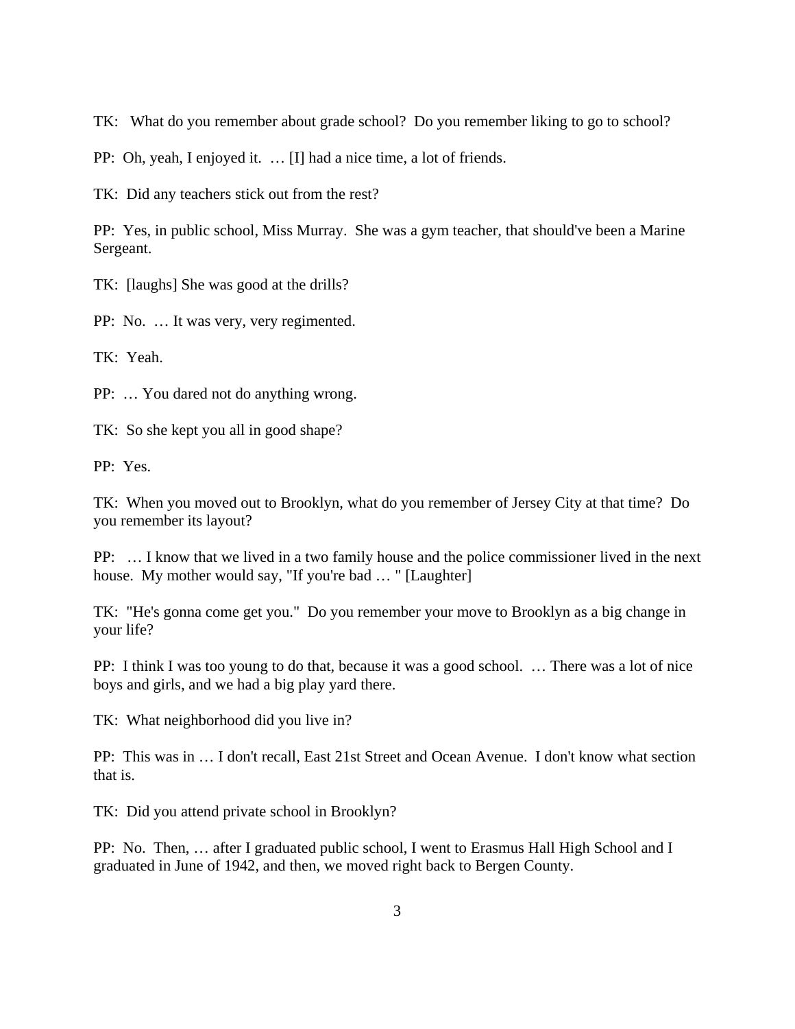TK: What do you remember about grade school? Do you remember liking to go to school?

PP: Oh, yeah, I enjoyed it. … [I] had a nice time, a lot of friends.

TK: Did any teachers stick out from the rest?

PP: Yes, in public school, Miss Murray. She was a gym teacher, that should've been a Marine Sergeant.

TK: [laughs] She was good at the drills?

PP: No. … It was very, very regimented.

TK: Yeah.

PP: … You dared not do anything wrong.

TK: So she kept you all in good shape?

PP: Yes.

TK: When you moved out to Brooklyn, what do you remember of Jersey City at that time? Do you remember its layout?

PP: … I know that we lived in a two family house and the police commissioner lived in the next house. My mother would say, "If you're bad … " [Laughter]

TK: "He's gonna come get you." Do you remember your move to Brooklyn as a big change in your life?

PP: I think I was too young to do that, because it was a good school. … There was a lot of nice boys and girls, and we had a big play yard there.

TK: What neighborhood did you live in?

PP: This was in … I don't recall, East 21st Street and Ocean Avenue. I don't know what section that is.

TK: Did you attend private school in Brooklyn?

PP: No. Then, … after I graduated public school, I went to Erasmus Hall High School and I graduated in June of 1942, and then, we moved right back to Bergen County.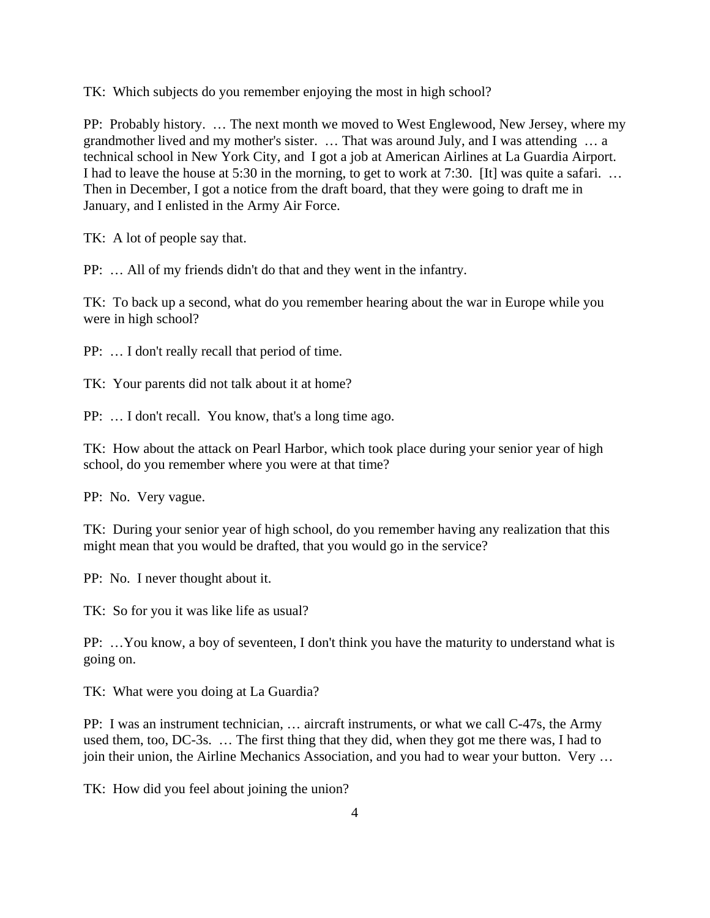TK: Which subjects do you remember enjoying the most in high school?

PP: Probably history. … The next month we moved to West Englewood, New Jersey, where my grandmother lived and my mother's sister. … That was around July, and I was attending … a technical school in New York City, and I got a job at American Airlines at La Guardia Airport. I had to leave the house at 5:30 in the morning, to get to work at 7:30. [It] was quite a safari. … Then in December, I got a notice from the draft board, that they were going to draft me in January, and I enlisted in the Army Air Force.

TK: A lot of people say that.

PP: … All of my friends didn't do that and they went in the infantry.

TK: To back up a second, what do you remember hearing about the war in Europe while you were in high school?

PP: … I don't really recall that period of time.

TK: Your parents did not talk about it at home?

PP: … I don't recall. You know, that's a long time ago.

TK: How about the attack on Pearl Harbor, which took place during your senior year of high school, do you remember where you were at that time?

PP: No. Very vague.

TK: During your senior year of high school, do you remember having any realization that this might mean that you would be drafted, that you would go in the service?

PP: No. I never thought about it.

TK: So for you it was like life as usual?

PP: …You know, a boy of seventeen, I don't think you have the maturity to understand what is going on.

TK: What were you doing at La Guardia?

PP: I was an instrument technician, … aircraft instruments, or what we call C-47s, the Army used them, too, DC-3s. … The first thing that they did, when they got me there was, I had to join their union, the Airline Mechanics Association, and you had to wear your button. Very …

TK: How did you feel about joining the union?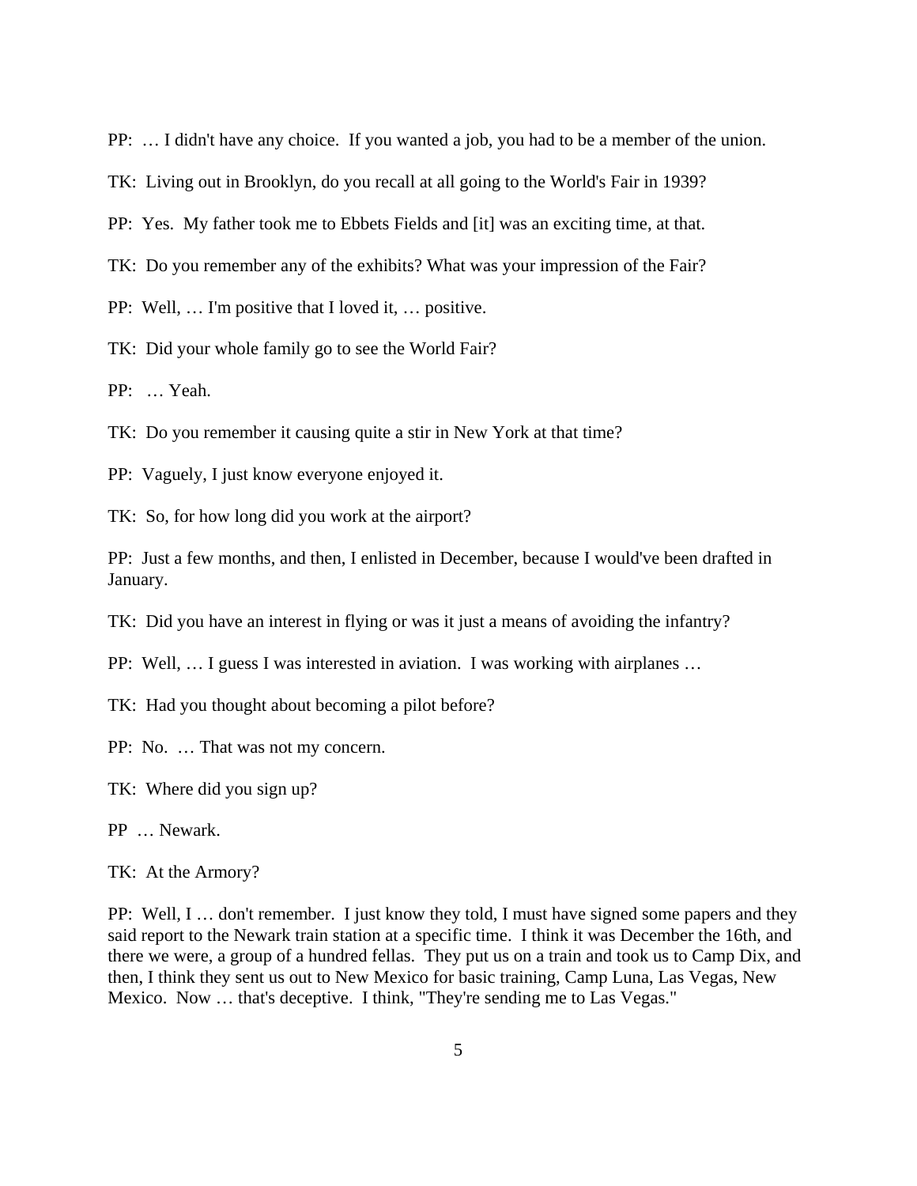PP: … I didn't have any choice. If you wanted a job, you had to be a member of the union.

TK: Living out in Brooklyn, do you recall at all going to the World's Fair in 1939?

PP: Yes. My father took me to Ebbets Fields and [it] was an exciting time, at that.

TK: Do you remember any of the exhibits? What was your impression of the Fair?

PP: Well, … I'm positive that I loved it, … positive.

TK: Did your whole family go to see the World Fair?

PP: … Yeah.

TK: Do you remember it causing quite a stir in New York at that time?

PP: Vaguely, I just know everyone enjoyed it.

TK: So, for how long did you work at the airport?

PP: Just a few months, and then, I enlisted in December, because I would've been drafted in January.

TK: Did you have an interest in flying or was it just a means of avoiding the infantry?

PP: Well, … I guess I was interested in aviation. I was working with airplanes …

TK: Had you thought about becoming a pilot before?

PP: No. … That was not my concern.

TK: Where did you sign up?

PP … Newark.

TK: At the Armory?

PP: Well, I … don't remember. I just know they told, I must have signed some papers and they said report to the Newark train station at a specific time. I think it was December the 16th, and there we were, a group of a hundred fellas. They put us on a train and took us to Camp Dix, and then, I think they sent us out to New Mexico for basic training, Camp Luna, Las Vegas, New Mexico. Now … that's deceptive. I think, "They're sending me to Las Vegas."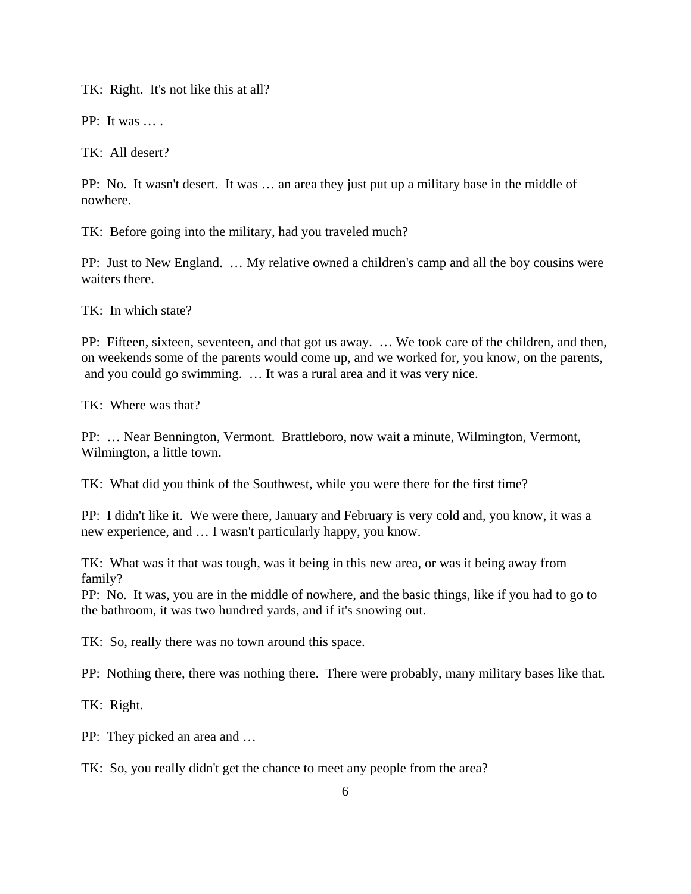TK: Right. It's not like this at all?

PP: It was … .

TK: All desert?

PP: No. It wasn't desert. It was … an area they just put up a military base in the middle of nowhere.

TK: Before going into the military, had you traveled much?

PP: Just to New England. … My relative owned a children's camp and all the boy cousins were waiters there.

TK: In which state?

PP: Fifteen, sixteen, seventeen, and that got us away. … We took care of the children, and then, on weekends some of the parents would come up, and we worked for, you know, on the parents, and you could go swimming. … It was a rural area and it was very nice.

TK: Where was that?

PP: … Near Bennington, Vermont. Brattleboro, now wait a minute, Wilmington, Vermont, Wilmington, a little town.

TK: What did you think of the Southwest, while you were there for the first time?

PP: I didn't like it. We were there, January and February is very cold and, you know, it was a new experience, and … I wasn't particularly happy, you know.

TK: What was it that was tough, was it being in this new area, or was it being away from family?

PP: No. It was, you are in the middle of nowhere, and the basic things, like if you had to go to the bathroom, it was two hundred yards, and if it's snowing out.

TK: So, really there was no town around this space.

PP: Nothing there, there was nothing there. There were probably, many military bases like that.

TK: Right.

PP: They picked an area and …

TK: So, you really didn't get the chance to meet any people from the area?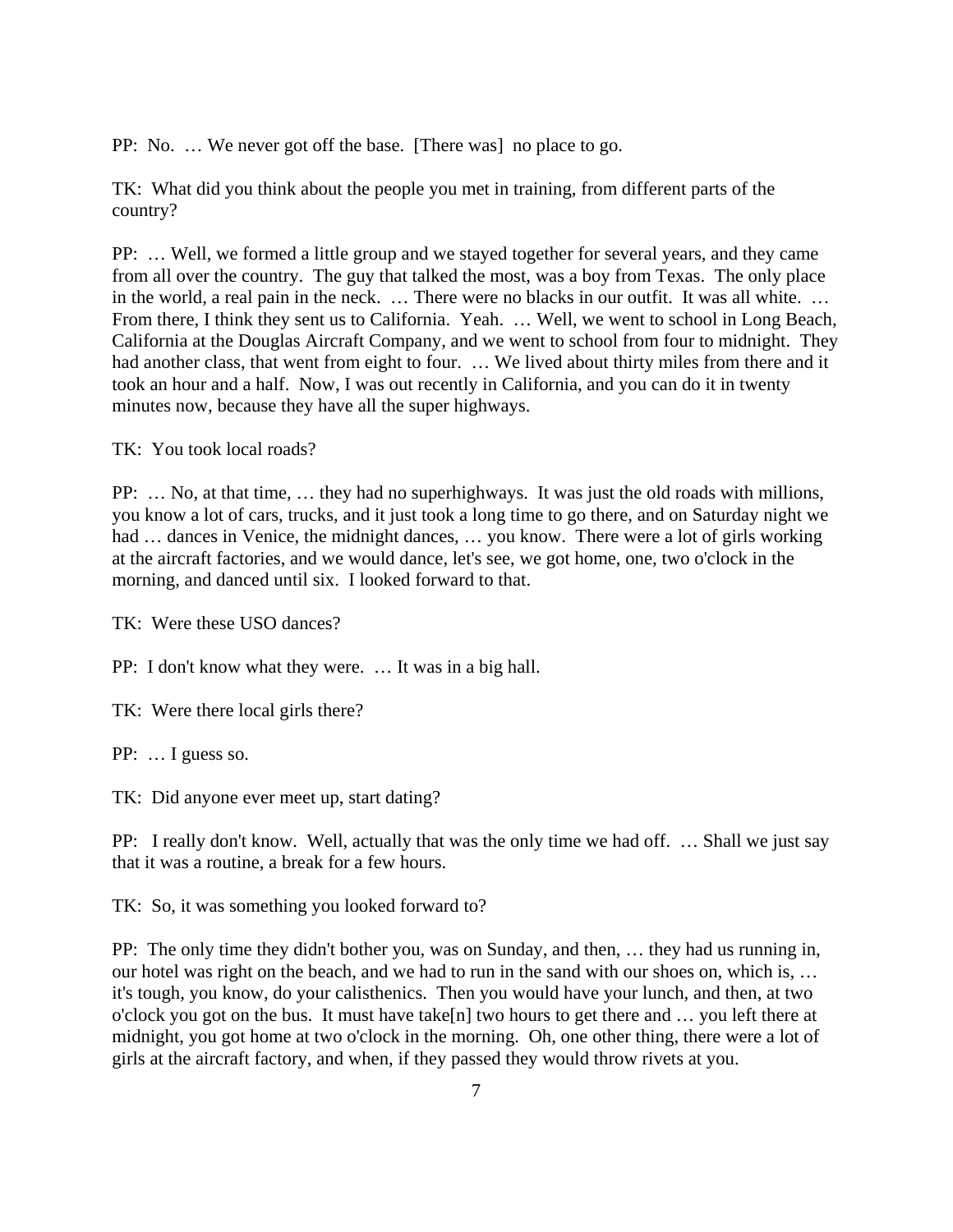PP: No. … We never got off the base. [There was] no place to go.

TK: What did you think about the people you met in training, from different parts of the country?

PP: … Well, we formed a little group and we stayed together for several years, and they came from all over the country. The guy that talked the most, was a boy from Texas. The only place in the world, a real pain in the neck. … There were no blacks in our outfit. It was all white. … From there, I think they sent us to California. Yeah. … Well, we went to school in Long Beach, California at the Douglas Aircraft Company, and we went to school from four to midnight. They had another class, that went from eight to four. … We lived about thirty miles from there and it took an hour and a half. Now, I was out recently in California, and you can do it in twenty minutes now, because they have all the super highways.

TK: You took local roads?

PP: … No, at that time, … they had no superhighways. It was just the old roads with millions, you know a lot of cars, trucks, and it just took a long time to go there, and on Saturday night we had … dances in Venice, the midnight dances, … you know. There were a lot of girls working at the aircraft factories, and we would dance, let's see, we got home, one, two o'clock in the morning, and danced until six. I looked forward to that.

TK: Were these USO dances?

PP: I don't know what they were. … It was in a big hall.

TK: Were there local girls there?

PP: … I guess so.

TK: Did anyone ever meet up, start dating?

PP: I really don't know. Well, actually that was the only time we had off. … Shall we just say that it was a routine, a break for a few hours.

TK: So, it was something you looked forward to?

PP: The only time they didn't bother you, was on Sunday, and then, … they had us running in, our hotel was right on the beach, and we had to run in the sand with our shoes on, which is, … it's tough, you know, do your calisthenics. Then you would have your lunch, and then, at two o'clock you got on the bus. It must have take[n] two hours to get there and … you left there at midnight, you got home at two o'clock in the morning. Oh, one other thing, there were a lot of girls at the aircraft factory, and when, if they passed they would throw rivets at you.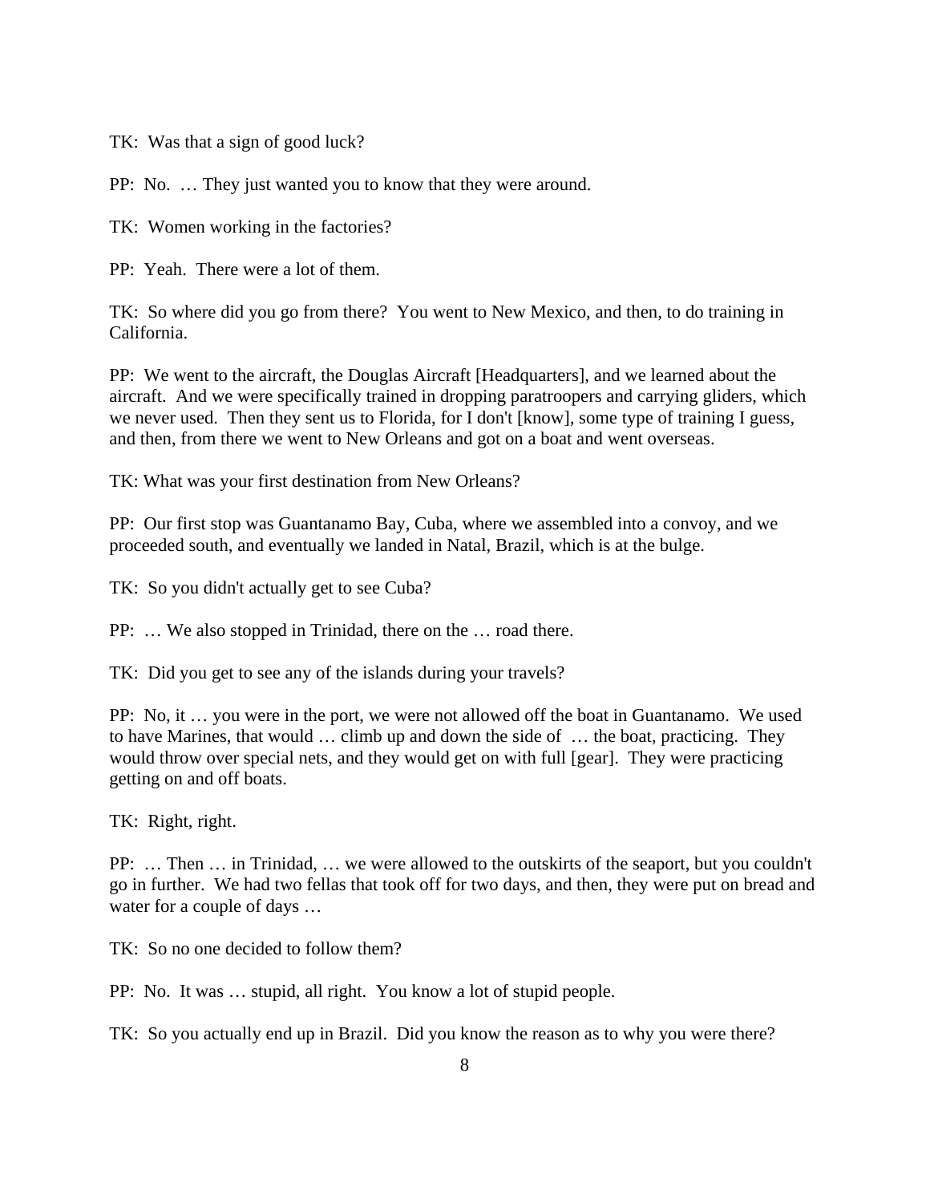TK: Was that a sign of good luck?

PP: No. … They just wanted you to know that they were around.

TK: Women working in the factories?

PP: Yeah. There were a lot of them.

TK: So where did you go from there? You went to New Mexico, and then, to do training in California.

PP: We went to the aircraft, the Douglas Aircraft [Headquarters], and we learned about the aircraft. And we were specifically trained in dropping paratroopers and carrying gliders, which we never used. Then they sent us to Florida, for I don't [know], some type of training I guess, and then, from there we went to New Orleans and got on a boat and went overseas.

TK: What was your first destination from New Orleans?

PP: Our first stop was Guantanamo Bay, Cuba, where we assembled into a convoy, and we proceeded south, and eventually we landed in Natal, Brazil, which is at the bulge.

TK: So you didn't actually get to see Cuba?

PP: … We also stopped in Trinidad, there on the … road there.

TK: Did you get to see any of the islands during your travels?

PP: No, it … you were in the port, we were not allowed off the boat in Guantanamo. We used to have Marines, that would … climb up and down the side of … the boat, practicing. They would throw over special nets, and they would get on with full [gear]. They were practicing getting on and off boats.

TK: Right, right.

PP: … Then … in Trinidad, … we were allowed to the outskirts of the seaport, but you couldn't go in further. We had two fellas that took off for two days, and then, they were put on bread and water for a couple of days …

TK: So no one decided to follow them?

PP: No. It was … stupid, all right. You know a lot of stupid people.

TK: So you actually end up in Brazil. Did you know the reason as to why you were there?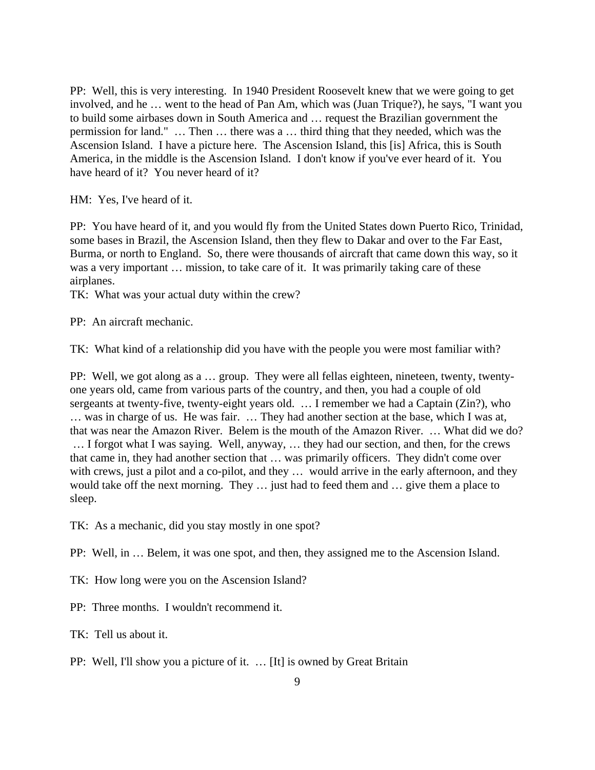PP: Well, this is very interesting. In 1940 President Roosevelt knew that we were going to get involved, and he … went to the head of Pan Am, which was (Juan Trique?), he says, "I want you to build some airbases down in South America and … request the Brazilian government the permission for land." … Then … there was a … third thing that they needed, which was the Ascension Island. I have a picture here. The Ascension Island, this [is] Africa, this is South America, in the middle is the Ascension Island. I don't know if you've ever heard of it. You have heard of it? You never heard of it?

HM: Yes, I've heard of it.

PP: You have heard of it, and you would fly from the United States down Puerto Rico, Trinidad, some bases in Brazil, the Ascension Island, then they flew to Dakar and over to the Far East, Burma, or north to England. So, there were thousands of aircraft that came down this way, so it was a very important … mission, to take care of it. It was primarily taking care of these airplanes.

TK: What was your actual duty within the crew?

PP: An aircraft mechanic.

TK: What kind of a relationship did you have with the people you were most familiar with?

PP: Well, we got along as a … group. They were all fellas eighteen, nineteen, twenty, twenty-one years old, came from various parts of the country, and then, you had a couple of old sergeants at twenty-five, twenty-eight years old. … I remember we had a Captain (Zin?), who … was in charge of us. He was fair. … They had another section at the base, which I was at, that was near the Amazon River. Belem is the mouth of the Amazon River. … What did we do? … I forgot what I was saying. Well, anyway, … they had our section, and then, for the crews that came in, they had another section that … was primarily officers. They didn't come over with crews, just a pilot and a co-pilot, and they … would arrive in the early afternoon, and they would take off the next morning. They … just had to feed them and … give them a place to sleep.

TK: As a mechanic, did you stay mostly in one spot?

PP: Well, in … Belem, it was one spot, and then, they assigned me to the Ascension Island.

TK: How long were you on the Ascension Island?

PP: Three months. I wouldn't recommend it.

TK: Tell us about it.

PP: Well, I'll show you a picture of it. … [It] is owned by Great Britain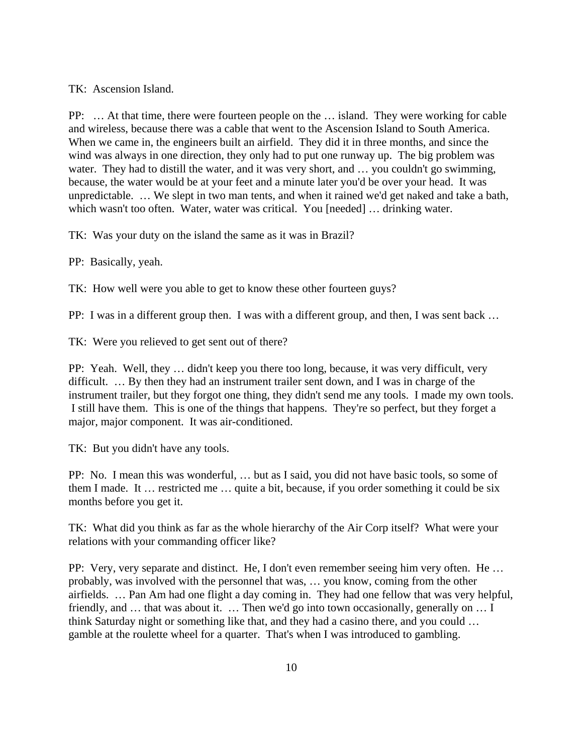TK: Ascension Island.

PP: … At that time, there were fourteen people on the … island. They were working for cable and wireless, because there was a cable that went to the Ascension Island to South America. When we came in, the engineers built an airfield. They did it in three months, and since the wind was always in one direction, they only had to put one runway up. The big problem was water. They had to distill the water, and it was very short, and … you couldn't go swimming, because, the water would be at your feet and a minute later you'd be over your head. It was unpredictable. … We slept in two man tents, and when it rained we'd get naked and take a bath, which wasn't too often. Water, water was critical. You [needed] … drinking water.

TK: Was your duty on the island the same as it was in Brazil?

PP: Basically, yeah.

TK: How well were you able to get to know these other fourteen guys?

PP: I was in a different group then. I was with a different group, and then, I was sent back …

TK: Were you relieved to get sent out of there?

PP: Yeah. Well, they … didn't keep you there too long, because, it was very difficult, very difficult. … By then they had an instrument trailer sent down, and I was in charge of the instrument trailer, but they forgot one thing, they didn't send me any tools. I made my own tools. I still have them. This is one of the things that happens. They're so perfect, but they forget a major, major component. It was air-conditioned.

TK: But you didn't have any tools.

PP: No. I mean this was wonderful, … but as I said, you did not have basic tools, so some of them I made. It … restricted me … quite a bit, because, if you order something it could be six months before you get it.

TK: What did you think as far as the whole hierarchy of the Air Corp itself? What were your relations with your commanding officer like?

PP: Very, very separate and distinct. He, I don't even remember seeing him very often. He … probably, was involved with the personnel that was, … you know, coming from the other airfields. … Pan Am had one flight a day coming in. They had one fellow that was very helpful, friendly, and … that was about it. … Then we'd go into town occasionally, generally on … I think Saturday night or something like that, and they had a casino there, and you could … gamble at the roulette wheel for a quarter. That's when I was introduced to gambling.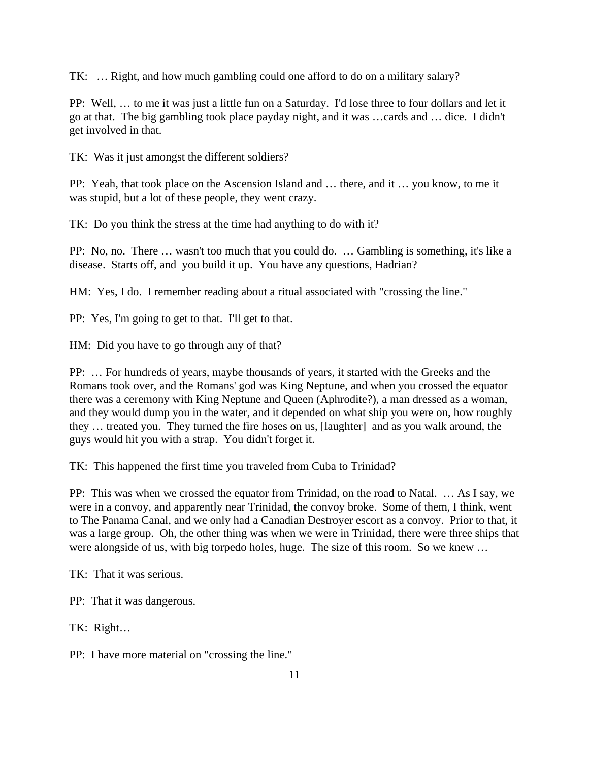TK: … Right, and how much gambling could one afford to do on a military salary?

PP: Well, … to me it was just a little fun on a Saturday. I'd lose three to four dollars and let it go at that. The big gambling took place payday night, and it was …cards and … dice. I didn't get involved in that.

TK: Was it just amongst the different soldiers?

PP: Yeah, that took place on the Ascension Island and … there, and it … you know, to me it was stupid, but a lot of these people, they went crazy.

TK: Do you think the stress at the time had anything to do with it?

PP: No, no. There … wasn't too much that you could do. … Gambling is something, it's like a disease. Starts off, and you build it up. You have any questions, Hadrian?

HM: Yes, I do. I remember reading about a ritual associated with "crossing the line."

PP: Yes, I'm going to get to that. I'll get to that.

HM: Did you have to go through any of that?

PP: … For hundreds of years, maybe thousands of years, it started with the Greeks and the Romans took over, and the Romans' god was King Neptune, and when you crossed the equator there was a ceremony with King Neptune and Queen (Aphrodite?), a man dressed as a woman, and they would dump you in the water, and it depended on what ship you were on, how roughly they … treated you. They turned the fire hoses on us, [laughter] and as you walk around, the guys would hit you with a strap. You didn't forget it.

TK: This happened the first time you traveled from Cuba to Trinidad?

PP: This was when we crossed the equator from Trinidad, on the road to Natal. … As I say, we were in a convoy, and apparently near Trinidad, the convoy broke. Some of them, I think, went to The Panama Canal, and we only had a Canadian Destroyer escort as a convoy. Prior to that, it was a large group. Oh, the other thing was when we were in Trinidad, there were three ships that were alongside of us, with big torpedo holes, huge. The size of this room. So we knew …

TK: That it was serious.

PP: That it was dangerous.

TK: Right…

PP: I have more material on "crossing the line."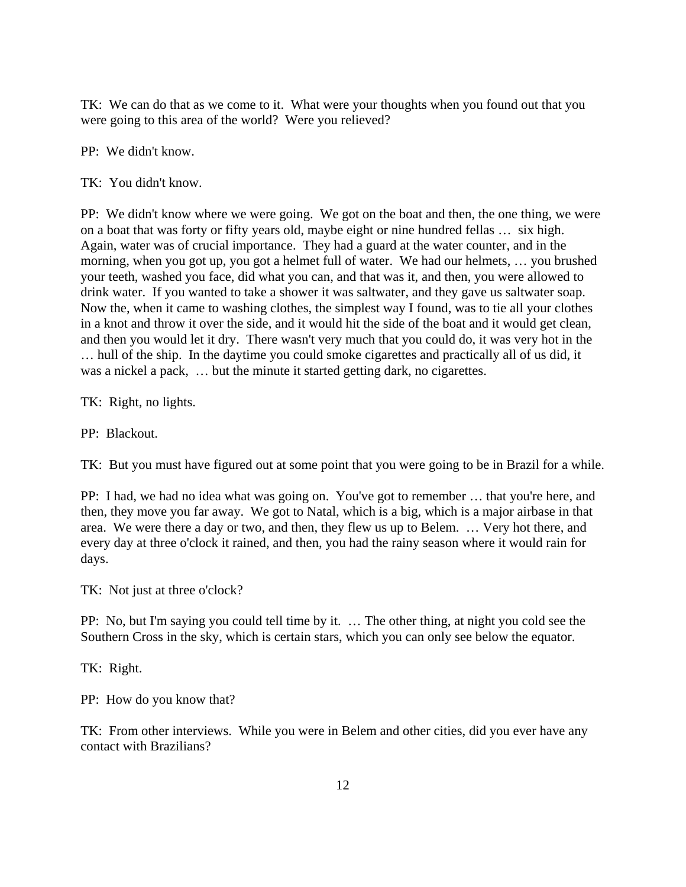TK: We can do that as we come to it. What were your thoughts when you found out that you were going to this area of the world? Were you relieved?

PP: We didn't know.

TK: You didn't know.

PP: We didn't know where we were going. We got on the boat and then, the one thing, we were on a boat that was forty or fifty years old, maybe eight or nine hundred fellas … six high. Again, water was of crucial importance. They had a guard at the water counter, and in the morning, when you got up, you got a helmet full of water. We had our helmets, … you brushed your teeth, washed you face, did what you can, and that was it, and then, you were allowed to drink water. If you wanted to take a shower it was saltwater, and they gave us saltwater soap. Now the, when it came to washing clothes, the simplest way I found, was to tie all your clothes in a knot and throw it over the side, and it would hit the side of the boat and it would get clean, and then you would let it dry. There wasn't very much that you could do, it was very hot in the … hull of the ship. In the daytime you could smoke cigarettes and practically all of us did, it was a nickel a pack, … but the minute it started getting dark, no cigarettes.

TK: Right, no lights.

PP: Blackout.

TK: But you must have figured out at some point that you were going to be in Brazil for a while.

PP: I had, we had no idea what was going on. You've got to remember … that you're here, and then, they move you far away. We got to Natal, which is a big, which is a major airbase in that area. We were there a day or two, and then, they flew us up to Belem. … Very hot there, and every day at three o'clock it rained, and then, you had the rainy season where it would rain for days.

TK: Not just at three o'clock?

PP: No, but I'm saying you could tell time by it. … The other thing, at night you cold see the Southern Cross in the sky, which is certain stars, which you can only see below the equator.

TK: Right.

PP: How do you know that?

TK: From other interviews. While you were in Belem and other cities, did you ever have any contact with Brazilians?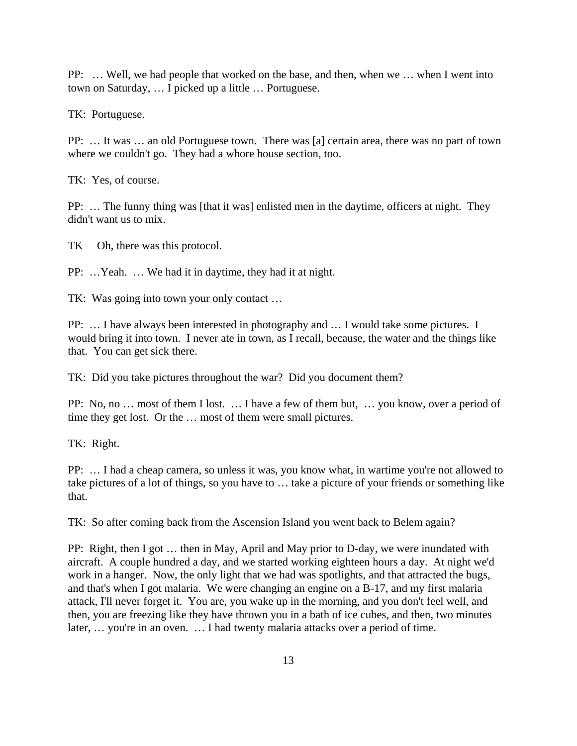PP: … Well, we had people that worked on the base, and then, when we … when I went into town on Saturday, … I picked up a little … Portuguese.

TK: Portuguese.

PP: … It was … an old Portuguese town. There was [a] certain area, there was no part of town where we couldn't go. They had a whore house section, too.

TK: Yes, of course.

PP: … The funny thing was [that it was] enlisted men in the daytime, officers at night. They didn't want us to mix.

TK Oh, there was this protocol.

PP: …Yeah. … We had it in daytime, they had it at night.

TK: Was going into town your only contact …

PP: … I have always been interested in photography and … I would take some pictures. I would bring it into town. I never ate in town, as I recall, because, the water and the things like that. You can get sick there.

TK: Did you take pictures throughout the war? Did you document them?

PP: No, no … most of them I lost. … I have a few of them but, … you know, over a period of time they get lost. Or the … most of them were small pictures.

TK: Right.

PP: … I had a cheap camera, so unless it was, you know what, in wartime you're not allowed to take pictures of a lot of things, so you have to … take a picture of your friends or something like that.

TK: So after coming back from the Ascension Island you went back to Belem again?

PP: Right, then I got … then in May, April and May prior to D-day, we were inundated with aircraft. A couple hundred a day, and we started working eighteen hours a day. At night we'd work in a hanger. Now, the only light that we had was spotlights, and that attracted the bugs, and that's when I got malaria. We were changing an engine on a B-17, and my first malaria attack, I'll never forget it. You are, you wake up in the morning, and you don't feel well, and then, you are freezing like they have thrown you in a bath of ice cubes, and then, two minutes later, … you're in an oven. … I had twenty malaria attacks over a period of time.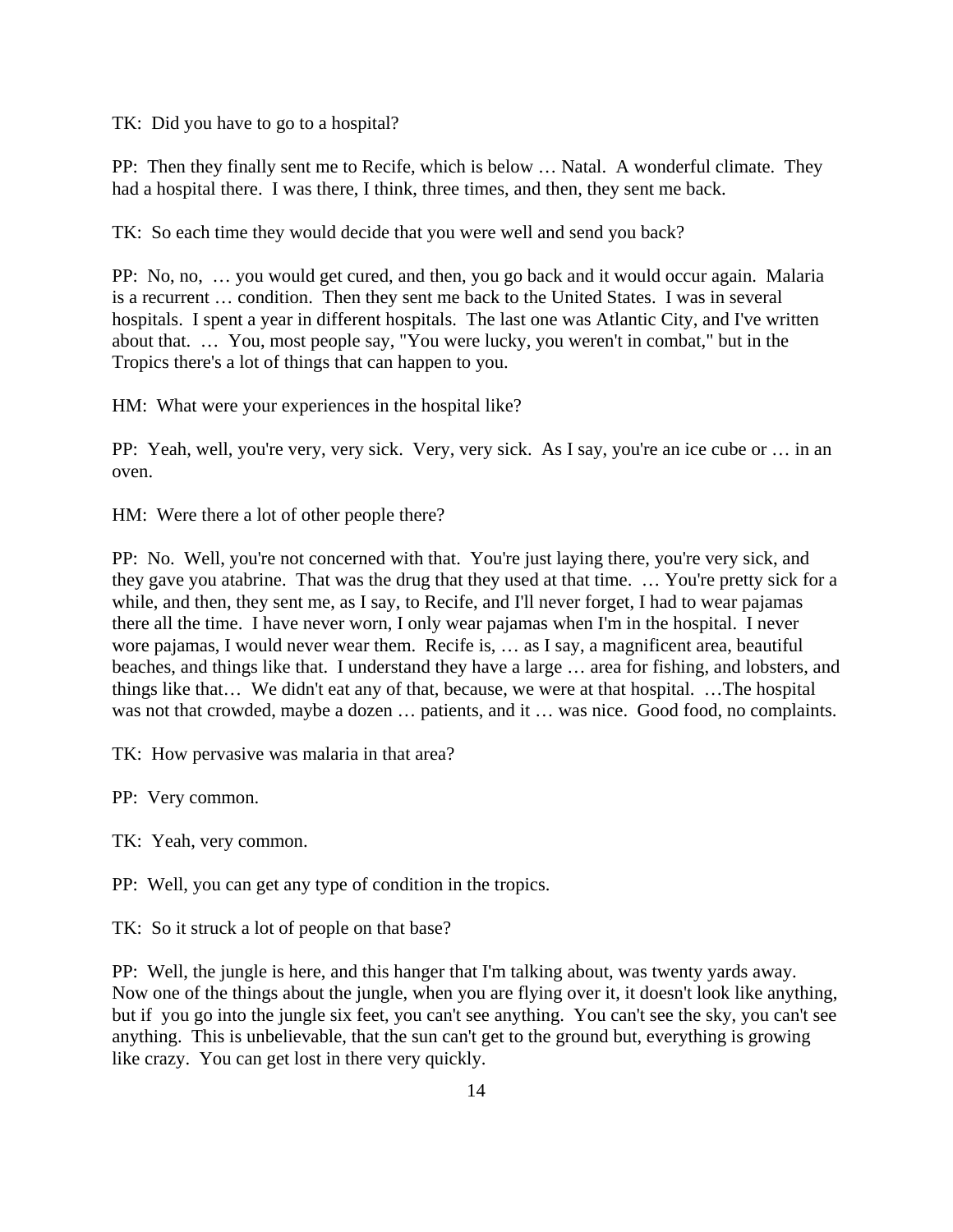TK: Did you have to go to a hospital?

PP: Then they finally sent me to Recife, which is below … Natal. A wonderful climate. They had a hospital there. I was there, I think, three times, and then, they sent me back.

TK: So each time they would decide that you were well and send you back?

PP: No, no, … you would get cured, and then, you go back and it would occur again. Malaria is a recurrent … condition. Then they sent me back to the United States. I was in several hospitals. I spent a year in different hospitals. The last one was Atlantic City, and I've written about that. … You, most people say, "You were lucky, you weren't in combat," but in the Tropics there's a lot of things that can happen to you.

HM: What were your experiences in the hospital like?

PP: Yeah, well, you're very, very sick. Very, very sick. As I say, you're an ice cube or … in an oven.

HM: Were there a lot of other people there?

PP: No. Well, you're not concerned with that. You're just laying there, you're very sick, and they gave you atabrine. That was the drug that they used at that time. … You're pretty sick for a while, and then, they sent me, as I say, to Recife, and I'll never forget, I had to wear pajamas there all the time. I have never worn, I only wear pajamas when I'm in the hospital. I never wore pajamas, I would never wear them. Recife is, … as I say, a magnificent area, beautiful beaches, and things like that. I understand they have a large … area for fishing, and lobsters, and things like that… We didn't eat any of that, because, we were at that hospital. …The hospital was not that crowded, maybe a dozen … patients, and it … was nice. Good food, no complaints.

TK: How pervasive was malaria in that area?

PP: Very common.

TK: Yeah, very common.

PP: Well, you can get any type of condition in the tropics.

TK: So it struck a lot of people on that base?

PP: Well, the jungle is here, and this hanger that I'm talking about, was twenty yards away. Now one of the things about the jungle, when you are flying over it, it doesn't look like anything, but if you go into the jungle six feet, you can't see anything. You can't see the sky, you can't see anything. This is unbelievable, that the sun can't get to the ground but, everything is growing like crazy. You can get lost in there very quickly.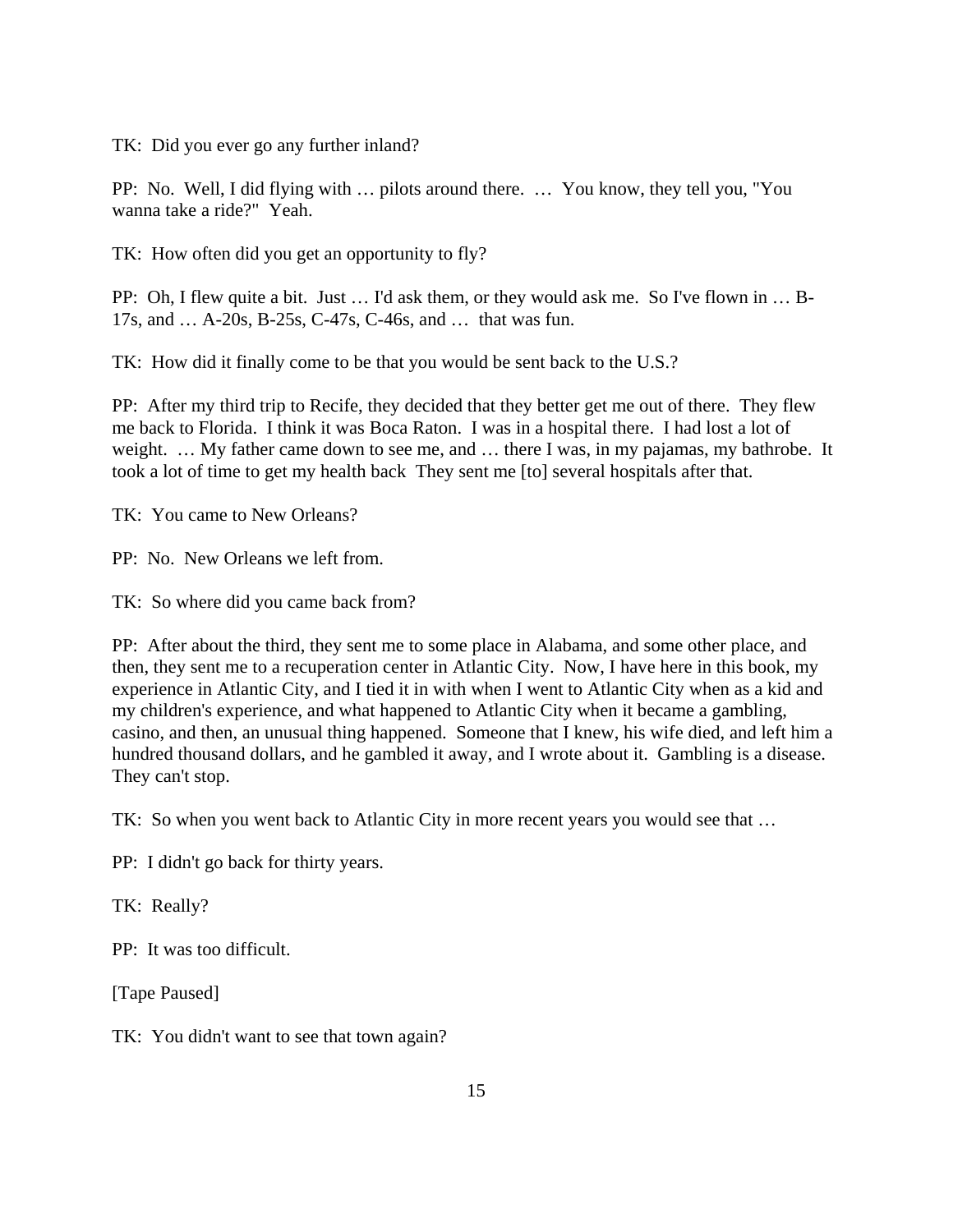TK: Did you ever go any further inland?

PP: No. Well, I did flying with … pilots around there. … You know, they tell you, "You wanna take a ride?" Yeah.

TK: How often did you get an opportunity to fly?

PP: Oh, I flew quite a bit. Just … I'd ask them, or they would ask me. So I've flown in … B-17s, and … A-20s, B-25s, C-47s, C-46s, and … that was fun.

TK: How did it finally come to be that you would be sent back to the U.S.?

PP: After my third trip to Recife, they decided that they better get me out of there. They flew me back to Florida. I think it was Boca Raton. I was in a hospital there. I had lost a lot of weight. … My father came down to see me, and … there I was, in my pajamas, my bathrobe. It took a lot of time to get my health back They sent me [to] several hospitals after that.

TK: You came to New Orleans?

PP: No. New Orleans we left from.

TK: So where did you came back from?

PP: After about the third, they sent me to some place in Alabama, and some other place, and then, they sent me to a recuperation center in Atlantic City. Now, I have here in this book, my experience in Atlantic City, and I tied it in with when I went to Atlantic City when as a kid and my children's experience, and what happened to Atlantic City when it became a gambling, casino, and then, an unusual thing happened. Someone that I knew, his wife died, and left him a hundred thousand dollars, and he gambled it away, and I wrote about it. Gambling is a disease. They can't stop.

TK: So when you went back to Atlantic City in more recent years you would see that …

PP: I didn't go back for thirty years.

TK: Really?

PP: It was too difficult.

[Tape Paused]

TK: You didn't want to see that town again?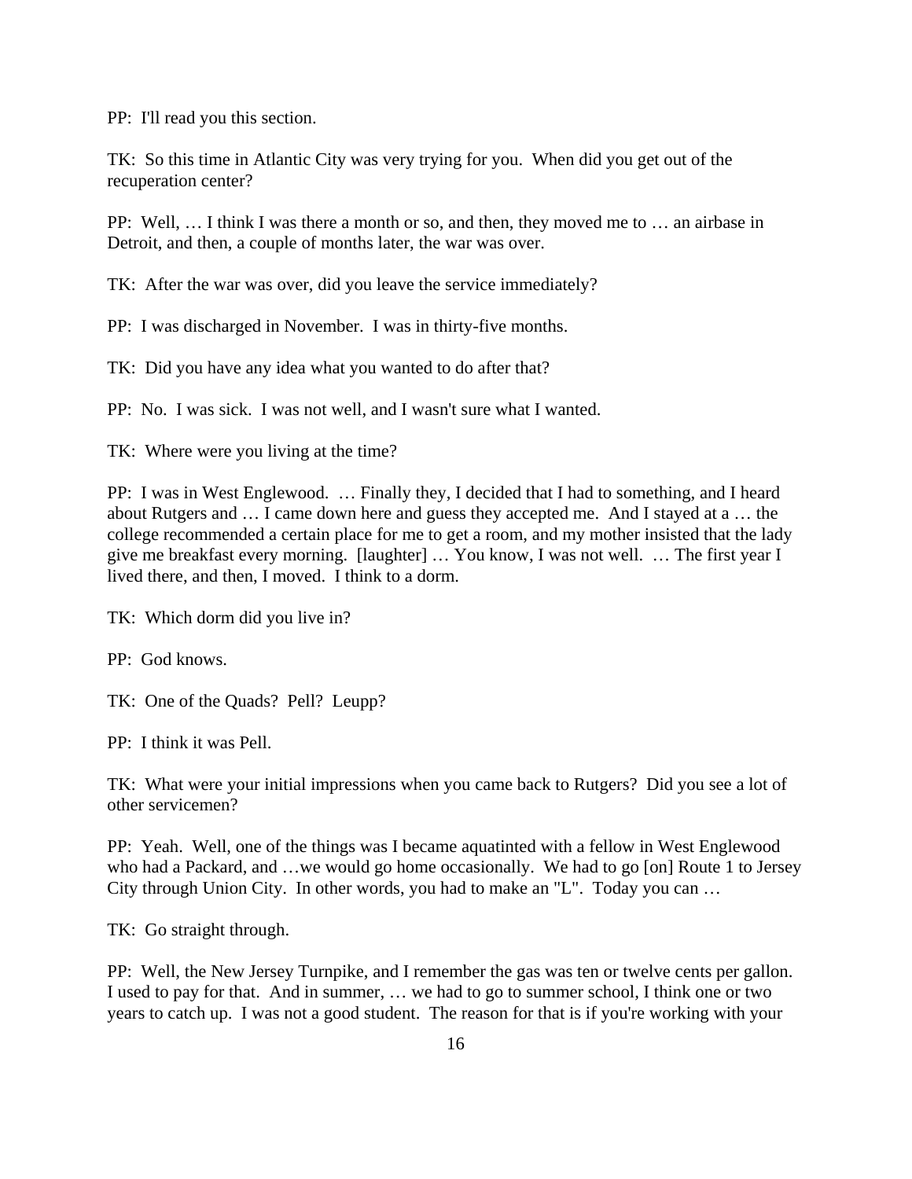PP: I'll read you this section.

TK: So this time in Atlantic City was very trying for you. When did you get out of the recuperation center?

PP: Well, … I think I was there a month or so, and then, they moved me to … an airbase in Detroit, and then, a couple of months later, the war was over.

TK: After the war was over, did you leave the service immediately?

PP: I was discharged in November. I was in thirty-five months.

TK: Did you have any idea what you wanted to do after that?

PP: No. I was sick. I was not well, and I wasn't sure what I wanted.

TK: Where were you living at the time?

PP: I was in West Englewood. … Finally they, I decided that I had to something, and I heard about Rutgers and … I came down here and guess they accepted me. And I stayed at a … the college recommended a certain place for me to get a room, and my mother insisted that the lady give me breakfast every morning. [laughter] … You know, I was not well. … The first year I lived there, and then, I moved. I think to a dorm.

TK: Which dorm did you live in?

PP: God knows.

TK: One of the Quads? Pell? Leupp?

PP: I think it was Pell.

TK: What were your initial impressions when you came back to Rutgers? Did you see a lot of other servicemen?

PP: Yeah. Well, one of the things was I became aquatinted with a fellow in West Englewood who had a Packard, and …we would go home occasionally. We had to go [on] Route 1 to Jersey City through Union City. In other words, you had to make an "L". Today you can …

TK: Go straight through.

PP: Well, the New Jersey Turnpike, and I remember the gas was ten or twelve cents per gallon. I used to pay for that. And in summer, … we had to go to summer school, I think one or two years to catch up. I was not a good student. The reason for that is if you're working with your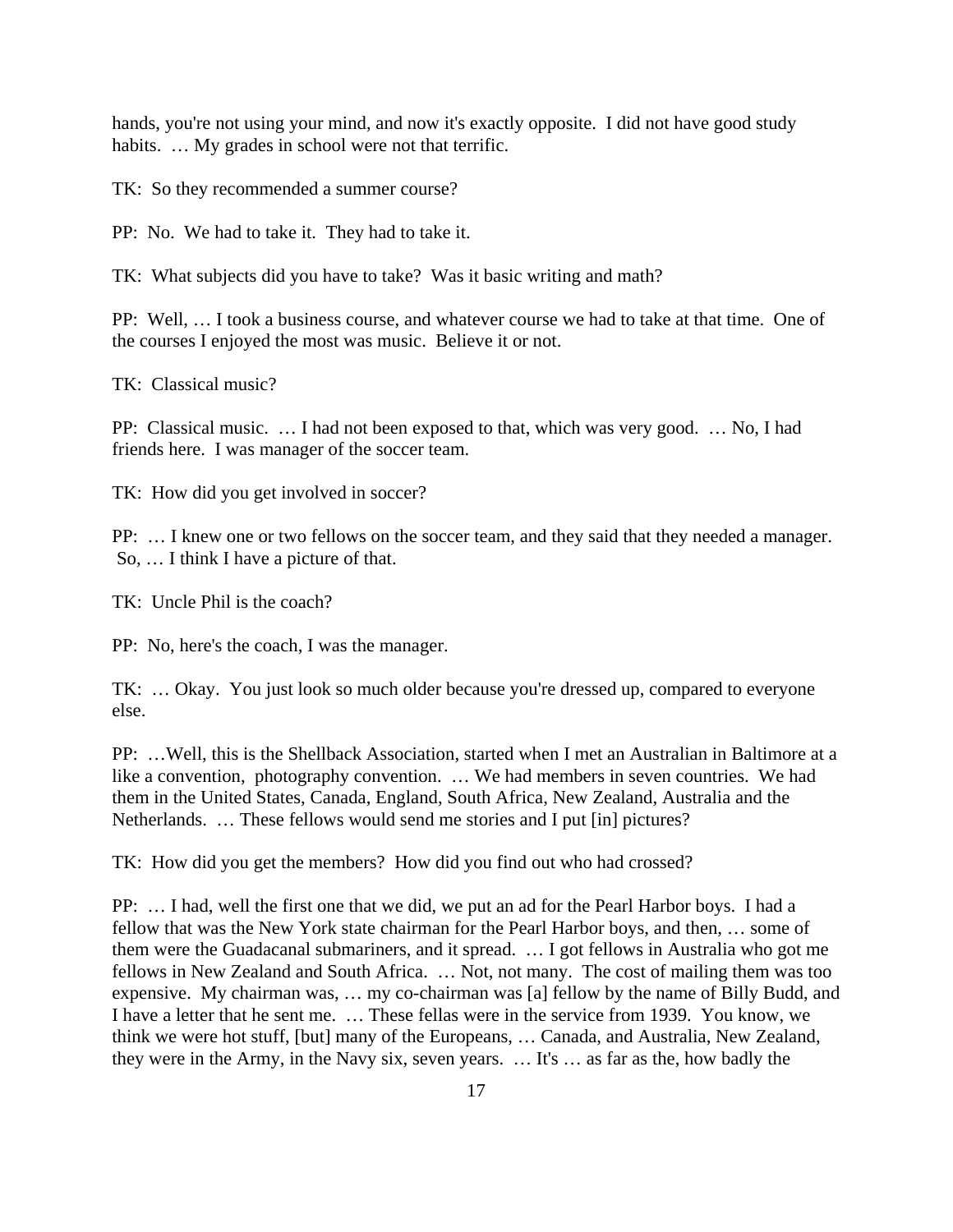hands, you're not using your mind, and now it's exactly opposite. I did not have good study habits. … My grades in school were not that terrific.

TK: So they recommended a summer course?

PP: No. We had to take it. They had to take it.

TK: What subjects did you have to take? Was it basic writing and math?

PP: Well, … I took a business course, and whatever course we had to take at that time. One of the courses I enjoyed the most was music. Believe it or not.

TK: Classical music?

PP: Classical music. … I had not been exposed to that, which was very good. … No, I had friends here. I was manager of the soccer team.

TK: How did you get involved in soccer?

PP: … I knew one or two fellows on the soccer team, and they said that they needed a manager. So, … I think I have a picture of that.

TK: Uncle Phil is the coach?

PP: No, here's the coach, I was the manager.

TK: … Okay. You just look so much older because you're dressed up, compared to everyone else.

PP: …Well, this is the Shellback Association, started when I met an Australian in Baltimore at a like a convention, photography convention. … We had members in seven countries. We had them in the United States, Canada, England, South Africa, New Zealand, Australia and the Netherlands. … These fellows would send me stories and I put [in] pictures?

TK: How did you get the members? How did you find out who had crossed?

PP: … I had, well the first one that we did, we put an ad for the Pearl Harbor boys. I had a fellow that was the New York state chairman for the Pearl Harbor boys, and then, … some of them were the Guadacanal submariners, and it spread. … I got fellows in Australia who got me fellows in New Zealand and South Africa. … Not, not many. The cost of mailing them was too expensive. My chairman was, … my co-chairman was [a] fellow by the name of Billy Budd, and I have a letter that he sent me. … These fellas were in the service from 1939. You know, we think we were hot stuff, [but] many of the Europeans, … Canada, and Australia, New Zealand, they were in the Army, in the Navy six, seven years. … It's … as far as the, how badly the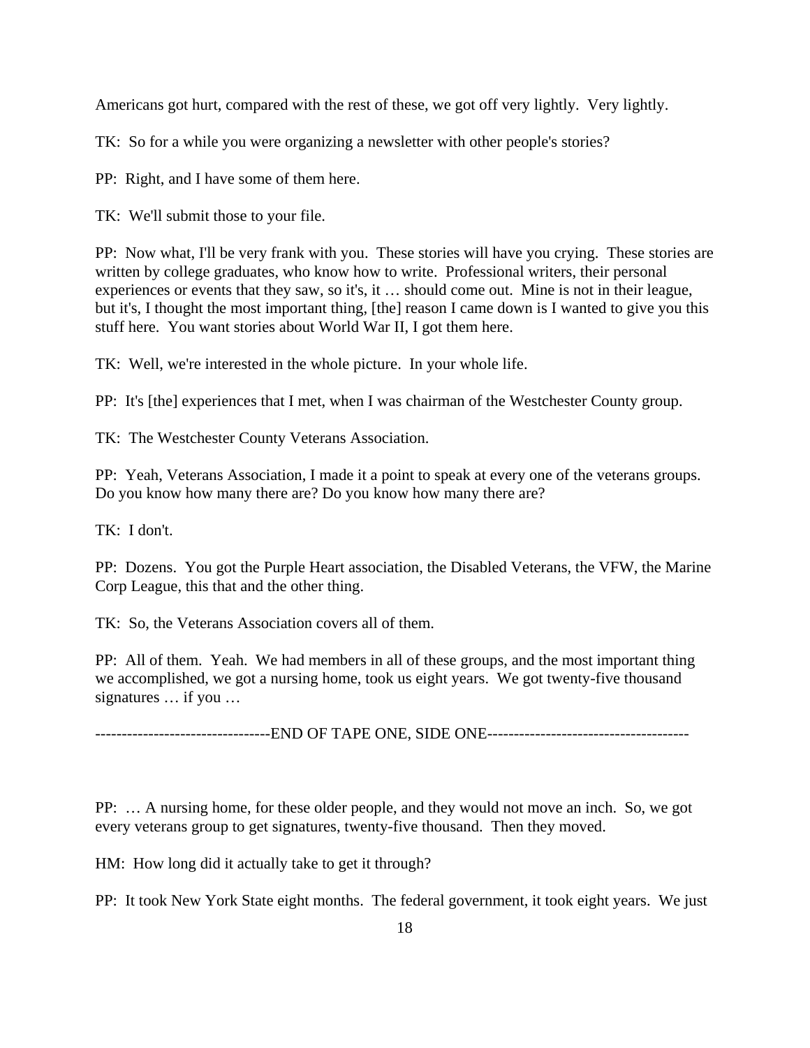Americans got hurt, compared with the rest of these, we got off very lightly. Very lightly.

TK: So for a while you were organizing a newsletter with other people's stories?

PP: Right, and I have some of them here.

TK: We'll submit those to your file.

PP: Now what, I'll be very frank with you. These stories will have you crying. These stories are written by college graduates, who know how to write. Professional writers, their personal experiences or events that they saw, so it's, it … should come out. Mine is not in their league, but it's, I thought the most important thing, [the] reason I came down is I wanted to give you this stuff here. You want stories about World War II, I got them here.

TK: Well, we're interested in the whole picture. In your whole life.

PP: It's [the] experiences that I met, when I was chairman of the Westchester County group.

TK: The Westchester County Veterans Association.

PP: Yeah, Veterans Association, I made it a point to speak at every one of the veterans groups. Do you know how many there are? Do you know how many there are?

TK: I don't.

PP: Dozens. You got the Purple Heart association, the Disabled Veterans, the VFW, the Marine Corp League, this that and the other thing.

TK: So, the Veterans Association covers all of them.

PP: All of them. Yeah. We had members in all of these groups, and the most important thing we accomplished, we got a nursing home, took us eight years. We got twenty-five thousand signatures … if you …

--------------------------------END OF TAPE ONE, SIDE ONE-------------------------------------

PP: … A nursing home, for these older people, and they would not move an inch. So, we got every veterans group to get signatures, twenty-five thousand. Then they moved.

HM: How long did it actually take to get it through?

PP: It took New York State eight months. The federal government, it took eight years. We just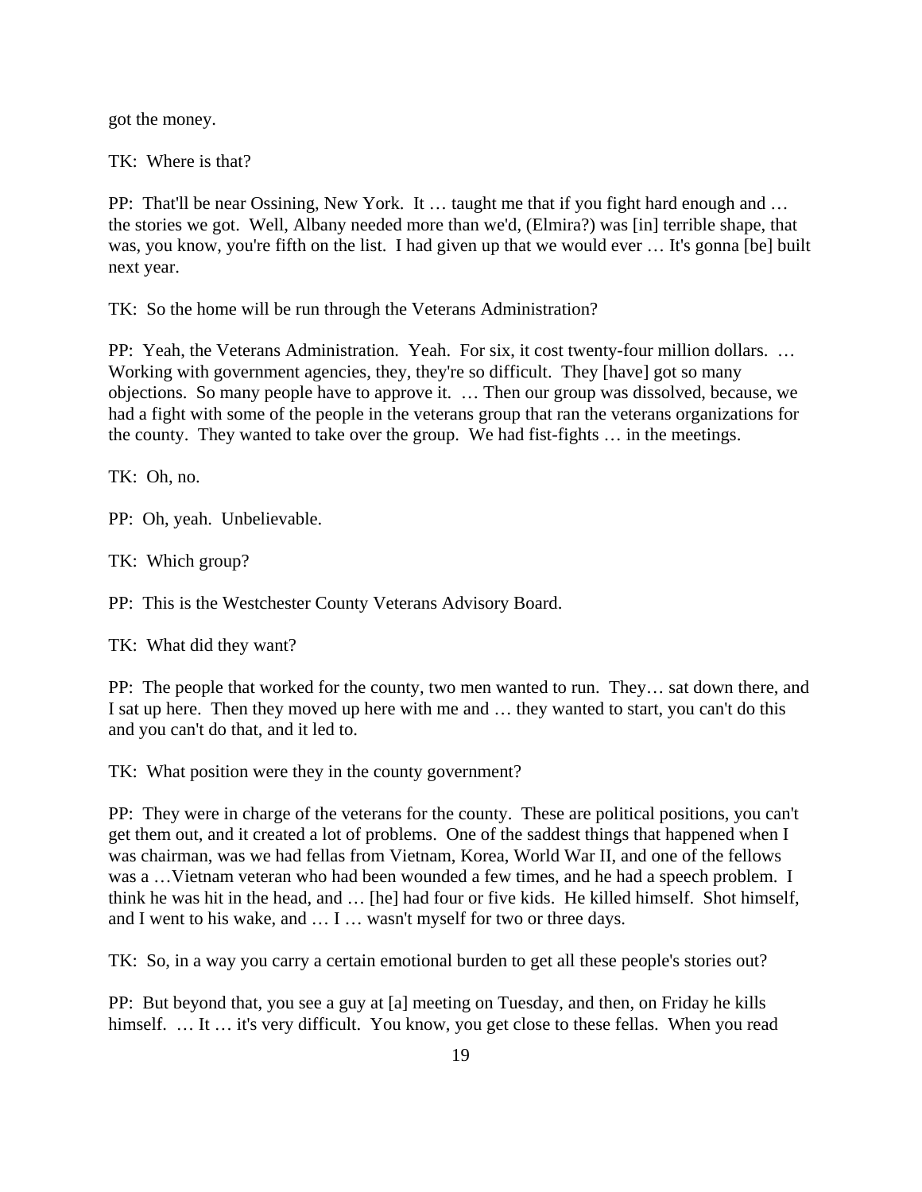got the money.

TK: Where is that?

PP: That'll be near Ossining, New York. It … taught me that if you fight hard enough and … the stories we got. Well, Albany needed more than we'd, (Elmira?) was [in] terrible shape, that was, you know, you're fifth on the list. I had given up that we would ever … It's gonna [be] built next year.

TK: So the home will be run through the Veterans Administration?

PP: Yeah, the Veterans Administration. Yeah. For six, it cost twenty-four million dollars. … Working with government agencies, they, they're so difficult. They [have] got so many objections. So many people have to approve it. … Then our group was dissolved, because, we had a fight with some of the people in the veterans group that ran the veterans organizations for the county. They wanted to take over the group. We had fist-fights … in the meetings.

TK: Oh, no.

PP: Oh, yeah. Unbelievable.

TK: Which group?

PP: This is the Westchester County Veterans Advisory Board.

TK: What did they want?

PP: The people that worked for the county, two men wanted to run. They… sat down there, and I sat up here. Then they moved up here with me and … they wanted to start, you can't do this and you can't do that, and it led to.

TK: What position were they in the county government?

PP: They were in charge of the veterans for the county. These are political positions, you can't get them out, and it created a lot of problems. One of the saddest things that happened when I was chairman, was we had fellas from Vietnam, Korea, World War II, and one of the fellows was a …Vietnam veteran who had been wounded a few times, and he had a speech problem. I think he was hit in the head, and … [he] had four or five kids. He killed himself. Shot himself, and I went to his wake, and … I … wasn't myself for two or three days.

TK: So, in a way you carry a certain emotional burden to get all these people's stories out?

PP: But beyond that, you see a guy at [a] meeting on Tuesday, and then, on Friday he kills himself. … It … it's very difficult. You know, you get close to these fellas. When you read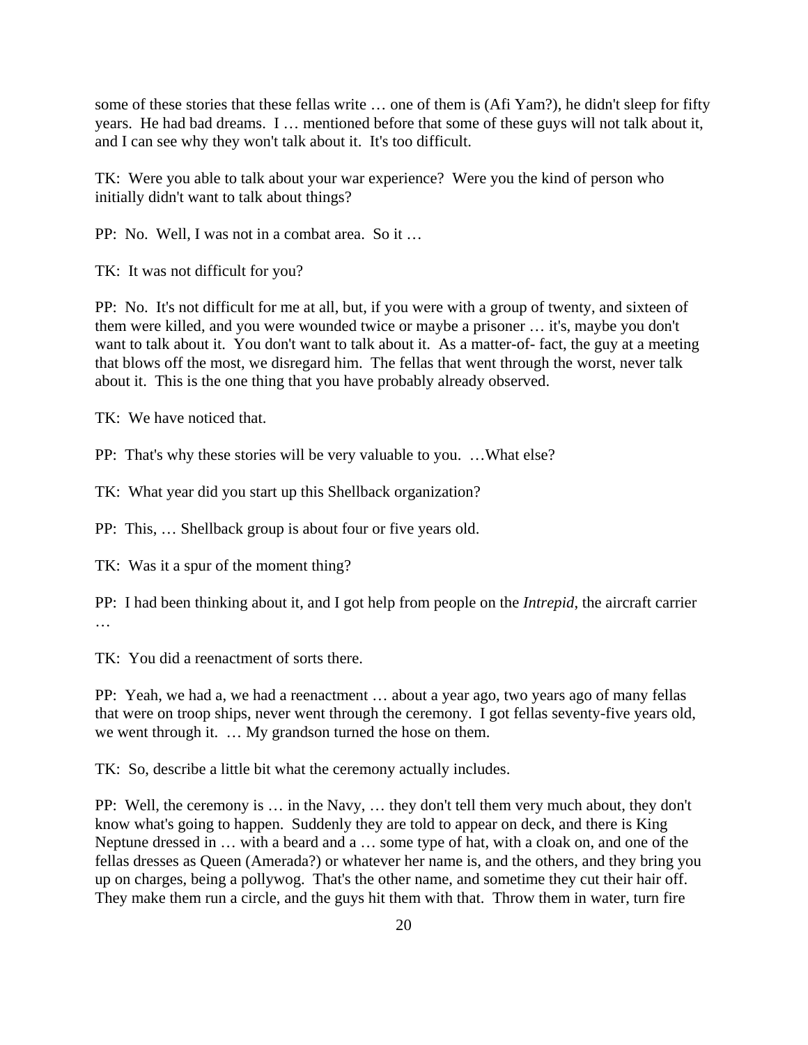some of these stories that these fellas write … one of them is (Afi Yam?), he didn't sleep for fifty years. He had bad dreams. I … mentioned before that some of these guys will not talk about it, and I can see why they won't talk about it. It's too difficult.

TK: Were you able to talk about your war experience? Were you the kind of person who initially didn't want to talk about things?

PP: No. Well, I was not in a combat area. So it …

TK: It was not difficult for you?

PP: No. It's not difficult for me at all, but, if you were with a group of twenty, and sixteen of them were killed, and you were wounded twice or maybe a prisoner … it's, maybe you don't want to talk about it. You don't want to talk about it. As a matter-of- fact, the guy at a meeting that blows off the most, we disregard him. The fellas that went through the worst, never talk about it. This is the one thing that you have probably already observed.

TK: We have noticed that.

PP: That's why these stories will be very valuable to you. …What else?

TK: What year did you start up this Shellback organization?

PP: This, … Shellback group is about four or five years old.

TK: Was it a spur of the moment thing?

PP: I had been thinking about it, and I got help from people on the *Intrepid*, the aircraft carrier …

TK: You did a reenactment of sorts there.

PP: Yeah, we had a, we had a reenactment … about a year ago, two years ago of many fellas that were on troop ships, never went through the ceremony. I got fellas seventy-five years old, we went through it. … My grandson turned the hose on them.

TK: So, describe a little bit what the ceremony actually includes.

PP: Well, the ceremony is … in the Navy, … they don't tell them very much about, they don't know what's going to happen. Suddenly they are told to appear on deck, and there is King Neptune dressed in … with a beard and a … some type of hat, with a cloak on, and one of the fellas dresses as Queen (Amerada?) or whatever her name is, and the others, and they bring you up on charges, being a pollywog. That's the other name, and sometime they cut their hair off. They make them run a circle, and the guys hit them with that. Throw them in water, turn fire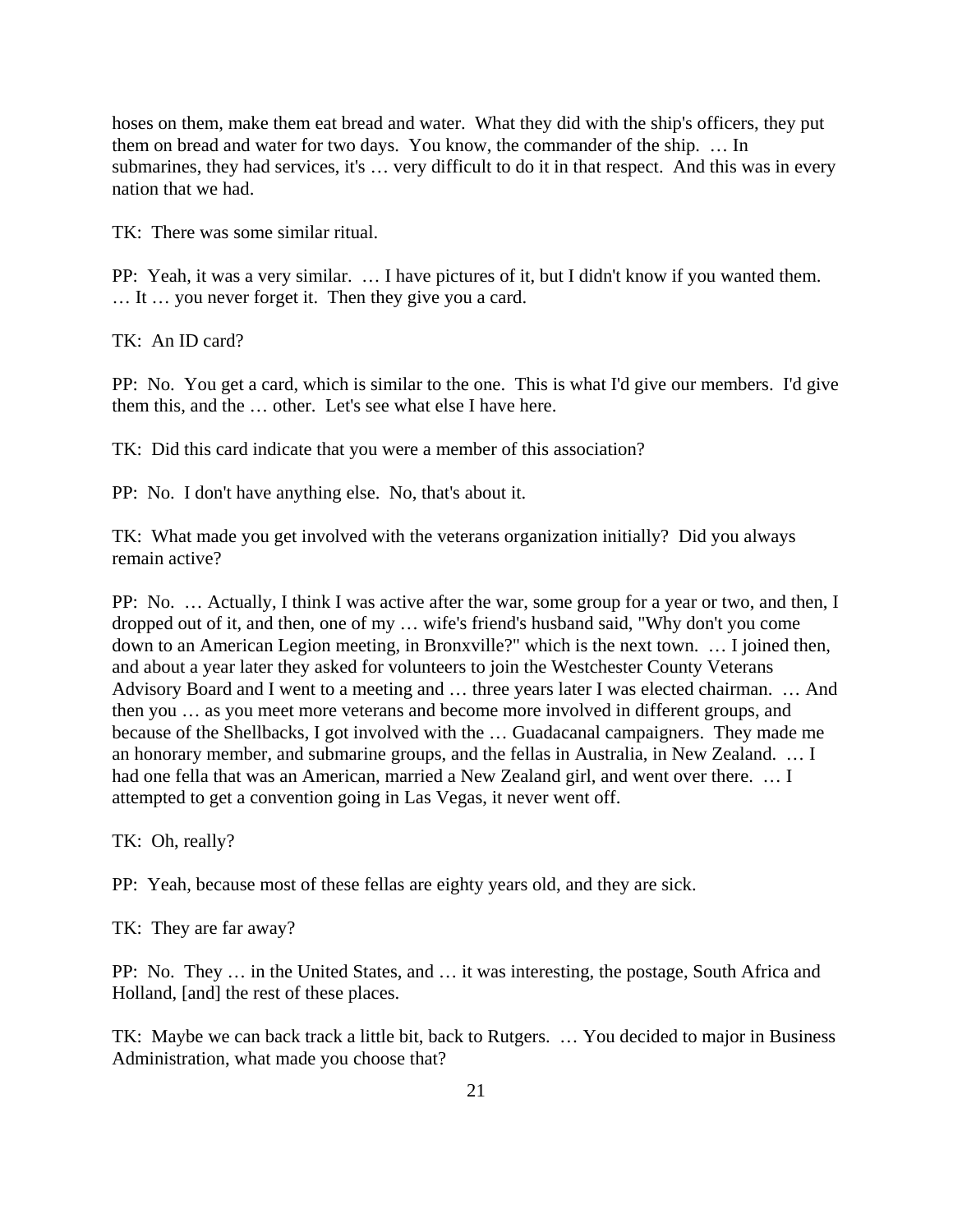hoses on them, make them eat bread and water. What they did with the ship's officers, they put them on bread and water for two days. You know, the commander of the ship. … In submarines, they had services, it's … very difficult to do it in that respect. And this was in every nation that we had.

TK: There was some similar ritual.

PP: Yeah, it was a very similar. … I have pictures of it, but I didn't know if you wanted them. … It … you never forget it. Then they give you a card.

TK: An ID card?

PP: No. You get a card, which is similar to the one. This is what I'd give our members. I'd give them this, and the … other. Let's see what else I have here.

TK: Did this card indicate that you were a member of this association?

PP: No. I don't have anything else. No, that's about it.

TK: What made you get involved with the veterans organization initially? Did you always remain active?

PP: No. … Actually, I think I was active after the war, some group for a year or two, and then, I dropped out of it, and then, one of my … wife's friend's husband said, "Why don't you come down to an American Legion meeting, in Bronxville?" which is the next town. … I joined then, and about a year later they asked for volunteers to join the Westchester County Veterans Advisory Board and I went to a meeting and … three years later I was elected chairman. … And then you … as you meet more veterans and become more involved in different groups, and because of the Shellbacks, I got involved with the … Guadacanal campaigners. They made me an honorary member, and submarine groups, and the fellas in Australia, in New Zealand. … I had one fella that was an American, married a New Zealand girl, and went over there. … I attempted to get a convention going in Las Vegas, it never went off.

TK: Oh, really?

PP: Yeah, because most of these fellas are eighty years old, and they are sick.

TK: They are far away?

PP: No. They … in the United States, and … it was interesting, the postage, South Africa and Holland, [and] the rest of these places.

TK: Maybe we can back track a little bit, back to Rutgers. … You decided to major in Business Administration, what made you choose that?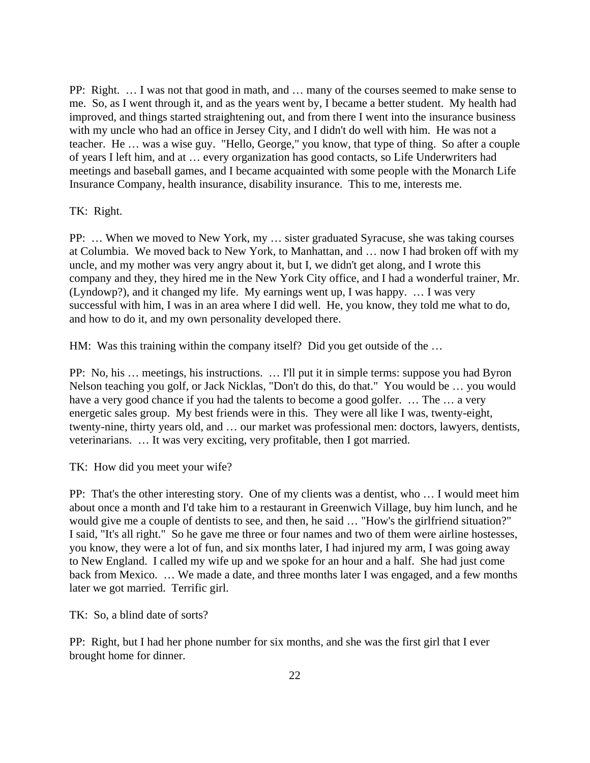PP: Right. … I was not that good in math, and … many of the courses seemed to make sense to me. So, as I went through it, and as the years went by, I became a better student. My health had improved, and things started straightening out, and from there I went into the insurance business with my uncle who had an office in Jersey City, and I didn't do well with him. He was not a teacher. He … was a wise guy. "Hello, George," you know, that type of thing. So after a couple of years I left him, and at … every organization has good contacts, so Life Underwriters had meetings and baseball games, and I became acquainted with some people with the Monarch Life Insurance Company, health insurance, disability insurance. This to me, interests me.

TK: Right.

PP: … When we moved to New York, my … sister graduated Syracuse, she was taking courses at Columbia. We moved back to New York, to Manhattan, and … now I had broken off with my uncle, and my mother was very angry about it, but I, we didn't get along, and I wrote this company and they, they hired me in the New York City office, and I had a wonderful trainer, Mr. (Lyndowp?), and it changed my life. My earnings went up, I was happy. … I was very successful with him, I was in an area where I did well. He, you know, they told me what to do, and how to do it, and my own personality developed there.

HM: Was this training within the company itself? Did you get outside of the …

PP: No, his … meetings, his instructions. … I'll put it in simple terms: suppose you had Byron Nelson teaching you golf, or Jack Nicklas, "Don't do this, do that." You would be … you would have a very good chance if you had the talents to become a good golfer. … The … a very energetic sales group. My best friends were in this. They were all like I was, twenty-eight, twenty-nine, thirty years old, and … our market was professional men: doctors, lawyers, dentists, veterinarians. … It was very exciting, very profitable, then I got married.

TK: How did you meet your wife?

PP: That's the other interesting story. One of my clients was a dentist, who … I would meet him about once a month and I'd take him to a restaurant in Greenwich Village, buy him lunch, and he would give me a couple of dentists to see, and then, he said … "How's the girlfriend situation?" I said, "It's all right." So he gave me three or four names and two of them were airline hostesses, you know, they were a lot of fun, and six months later, I had injured my arm, I was going away to New England. I called my wife up and we spoke for an hour and a half. She had just come back from Mexico. … We made a date, and three months later I was engaged, and a few months later we got married. Terrific girl.

TK: So, a blind date of sorts?

PP: Right, but I had her phone number for six months, and she was the first girl that I ever brought home for dinner.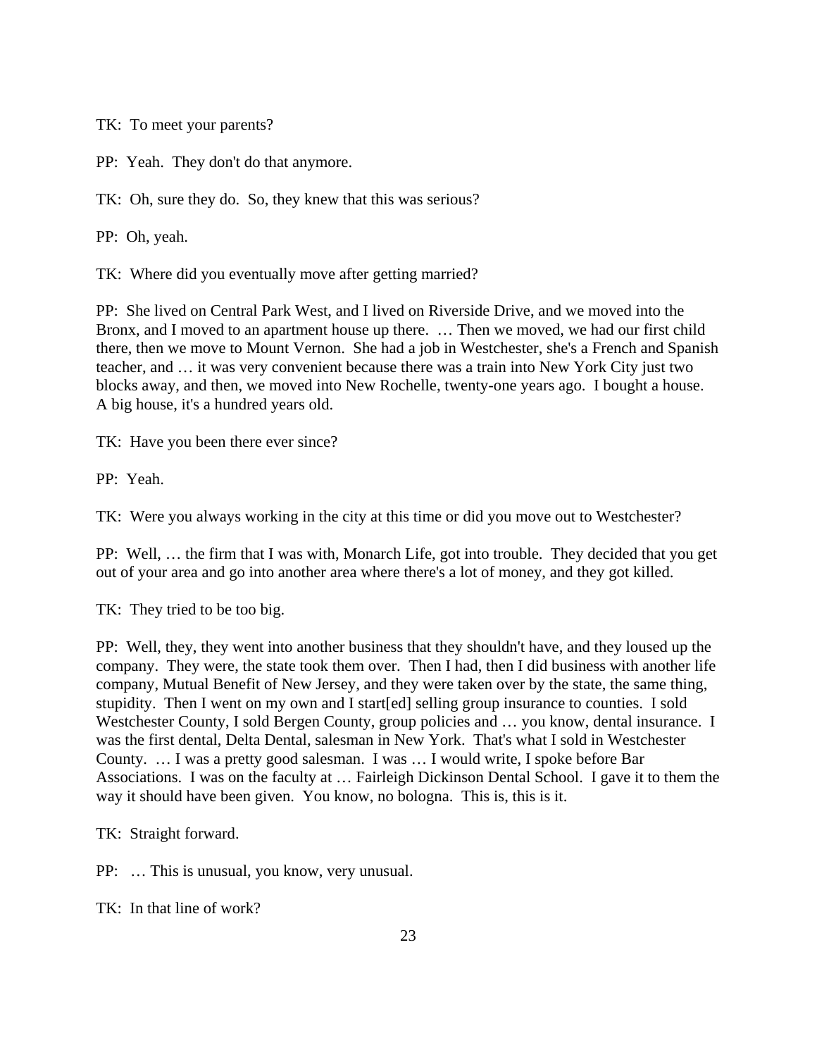TK: To meet your parents?

PP: Yeah. They don't do that anymore.

TK: Oh, sure they do. So, they knew that this was serious?

PP: Oh, yeah.

TK: Where did you eventually move after getting married?

PP: She lived on Central Park West, and I lived on Riverside Drive, and we moved into the Bronx, and I moved to an apartment house up there. … Then we moved, we had our first child there, then we move to Mount Vernon. She had a job in Westchester, she's a French and Spanish teacher, and … it was very convenient because there was a train into New York City just two blocks away, and then, we moved into New Rochelle, twenty-one years ago. I bought a house. A big house, it's a hundred years old.

TK: Have you been there ever since?

PP: Yeah.

TK: Were you always working in the city at this time or did you move out to Westchester?

PP: Well, … the firm that I was with, Monarch Life, got into trouble. They decided that you get out of your area and go into another area where there's a lot of money, and they got killed.

TK: They tried to be too big.

PP: Well, they, they went into another business that they shouldn't have, and they loused up the company. They were, the state took them over. Then I had, then I did business with another life company, Mutual Benefit of New Jersey, and they were taken over by the state, the same thing, stupidity. Then I went on my own and I start[ed] selling group insurance to counties. I sold Westchester County, I sold Bergen County, group policies and … you know, dental insurance. I was the first dental, Delta Dental, salesman in New York. That's what I sold in Westchester County. … I was a pretty good salesman. I was … I would write, I spoke before Bar Associations. I was on the faculty at … Fairleigh Dickinson Dental School. I gave it to them the way it should have been given. You know, no bologna. This is, this is it.

TK: Straight forward.

PP: … This is unusual, you know, very unusual.

TK: In that line of work?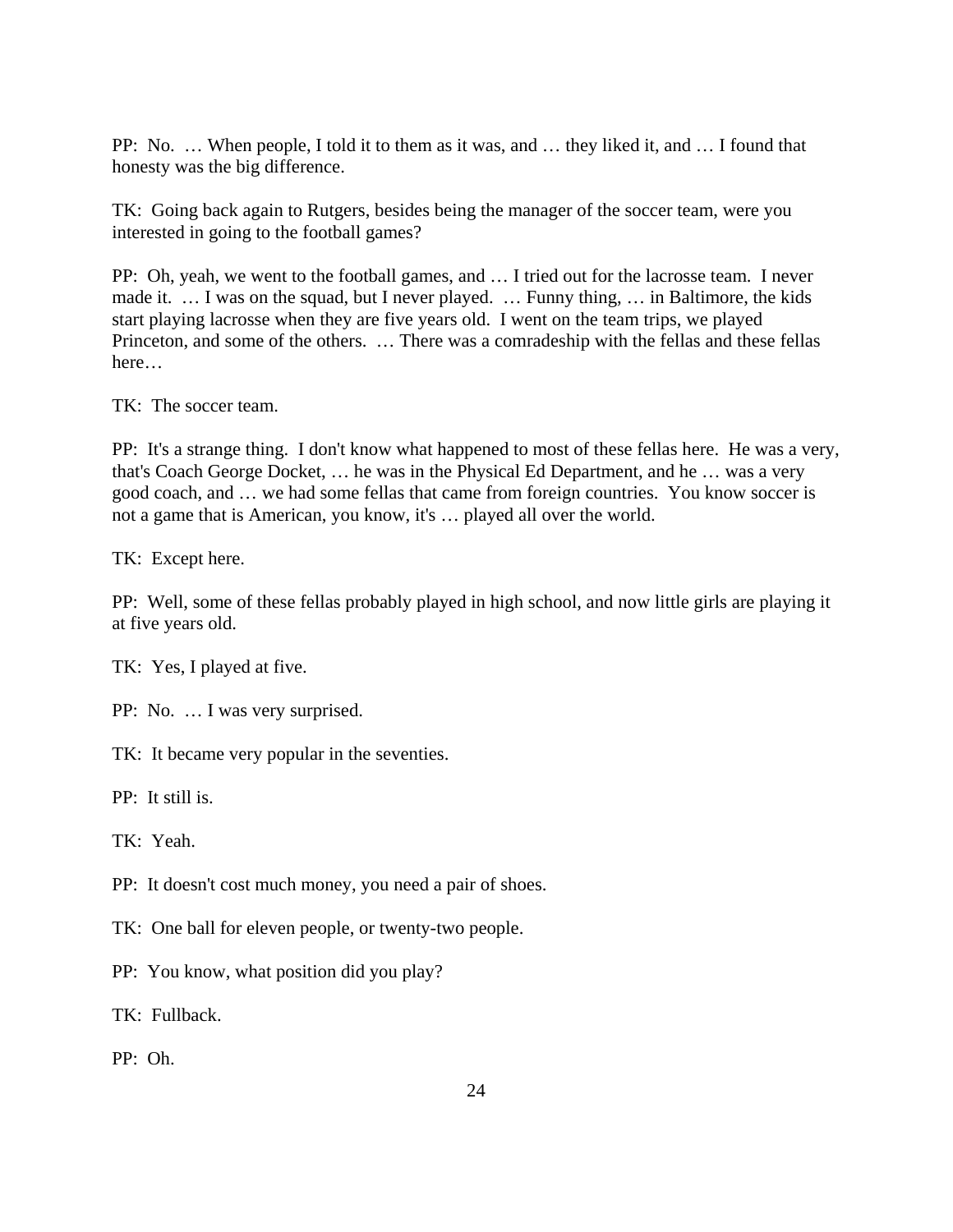PP: No. … When people, I told it to them as it was, and … they liked it, and … I found that honesty was the big difference.

TK: Going back again to Rutgers, besides being the manager of the soccer team, were you interested in going to the football games?

PP: Oh, yeah, we went to the football games, and … I tried out for the lacrosse team. I never made it. … I was on the squad, but I never played. … Funny thing, … in Baltimore, the kids start playing lacrosse when they are five years old. I went on the team trips, we played Princeton, and some of the others. … There was a comradeship with the fellas and these fellas here…

TK: The soccer team.

PP: It's a strange thing. I don't know what happened to most of these fellas here. He was a very, that's Coach George Docket, … he was in the Physical Ed Department, and he … was a very good coach, and … we had some fellas that came from foreign countries. You know soccer is not a game that is American, you know, it's … played all over the world.

TK: Except here.

PP: Well, some of these fellas probably played in high school, and now little girls are playing it at five years old.

TK: Yes, I played at five.

PP: No. … I was very surprised.

TK: It became very popular in the seventies.

PP: It still is.

TK: Yeah.

PP: It doesn't cost much money, you need a pair of shoes.

TK: One ball for eleven people, or twenty-two people.

PP: You know, what position did you play?

TK: Fullback.

PP: Oh.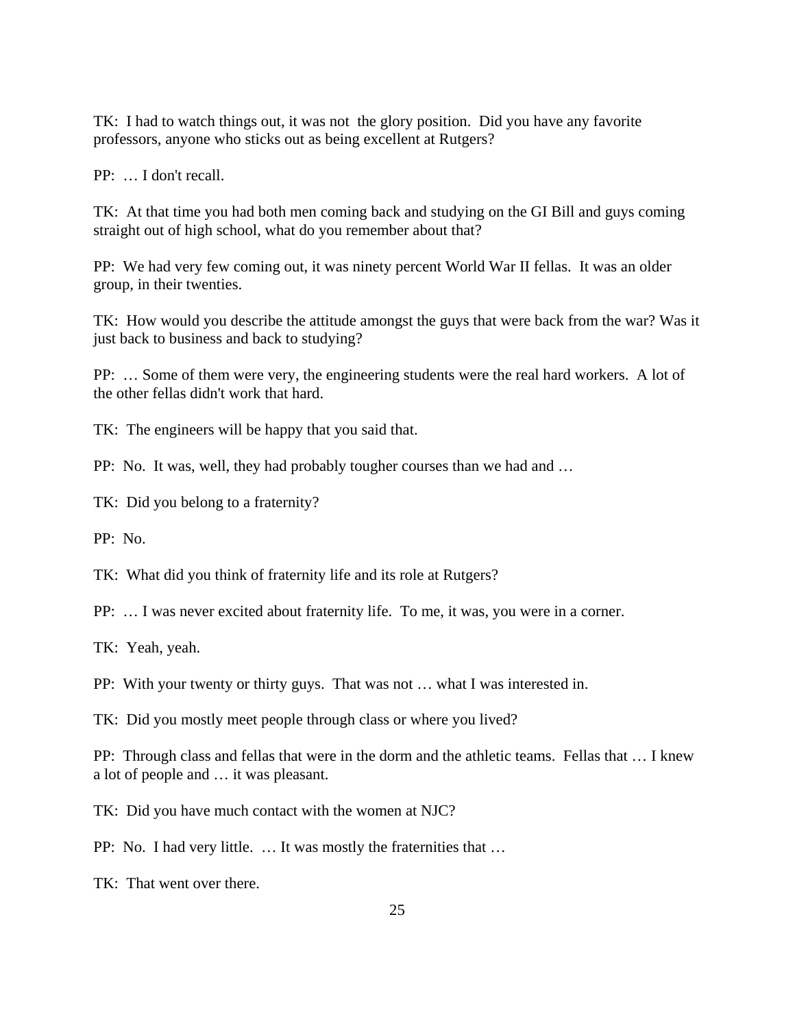TK: I had to watch things out, it was not the glory position. Did you have any favorite professors, anyone who sticks out as being excellent at Rutgers?

PP: … I don't recall.

TK: At that time you had both men coming back and studying on the GI Bill and guys coming straight out of high school, what do you remember about that?

PP: We had very few coming out, it was ninety percent World War II fellas. It was an older group, in their twenties.

TK: How would you describe the attitude amongst the guys that were back from the war? Was it just back to business and back to studying?

PP: … Some of them were very, the engineering students were the real hard workers. A lot of the other fellas didn't work that hard.

TK: The engineers will be happy that you said that.

PP: No. It was, well, they had probably tougher courses than we had and …

TK: Did you belong to a fraternity?

PP: No.

TK: What did you think of fraternity life and its role at Rutgers?

PP: … I was never excited about fraternity life. To me, it was, you were in a corner.

TK: Yeah, yeah.

PP: With your twenty or thirty guys. That was not … what I was interested in.

TK: Did you mostly meet people through class or where you lived?

PP: Through class and fellas that were in the dorm and the athletic teams. Fellas that … I knew a lot of people and … it was pleasant.

TK: Did you have much contact with the women at NJC?

PP: No. I had very little. … It was mostly the fraternities that …

TK: That went over there.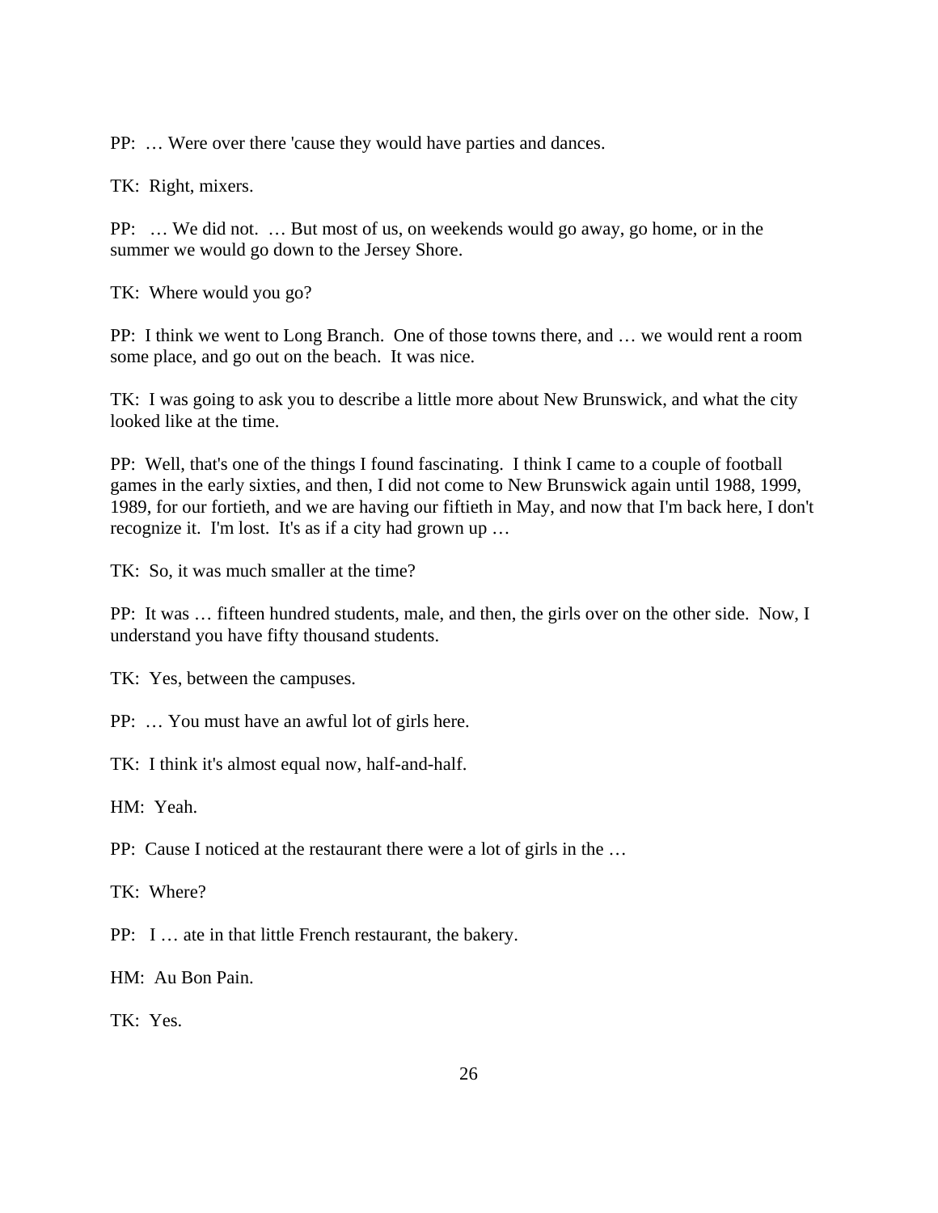PP:  … Were over there 'cause they would have parties and dances.

TK:  Right, mixers.

PP:   … We did not.  … But most of us, on weekends would go away, go home, or in the summer we would go down to the Jersey Shore.

TK:  Where would you go?

PP:  I think we went to Long Branch.  One of those towns there, and … we would rent a room some place, and go out on the beach.  It was nice.

TK:  I was going to ask you to describe a little more about New Brunswick, and what the city looked like at the time.

PP:  Well, that's one of the things I found fascinating.  I think I came to a couple of football games in the early sixties, and then, I did not come to New Brunswick again until 1988, 1999, 1989, for our fortieth, and we are having our fiftieth in May, and now that I'm back here, I don't recognize it.  I'm lost.  It's as if a city had grown up …

TK:  So, it was much smaller at the time?

PP:  It was … fifteen hundred students, male, and then, the girls over on the other side.  Now, I understand you have fifty thousand students.

TK:  Yes, between the campuses.

PP:  … You must have an awful lot of girls here.

TK:  I think it's almost equal now, half-and-half.

HM:  Yeah.

PP:  Cause I noticed at the restaurant there were a lot of girls in the …

TK:  Where?

PP:   I … ate in that little French restaurant, the bakery.

HM:  Au Bon Pain.

TK:  Yes.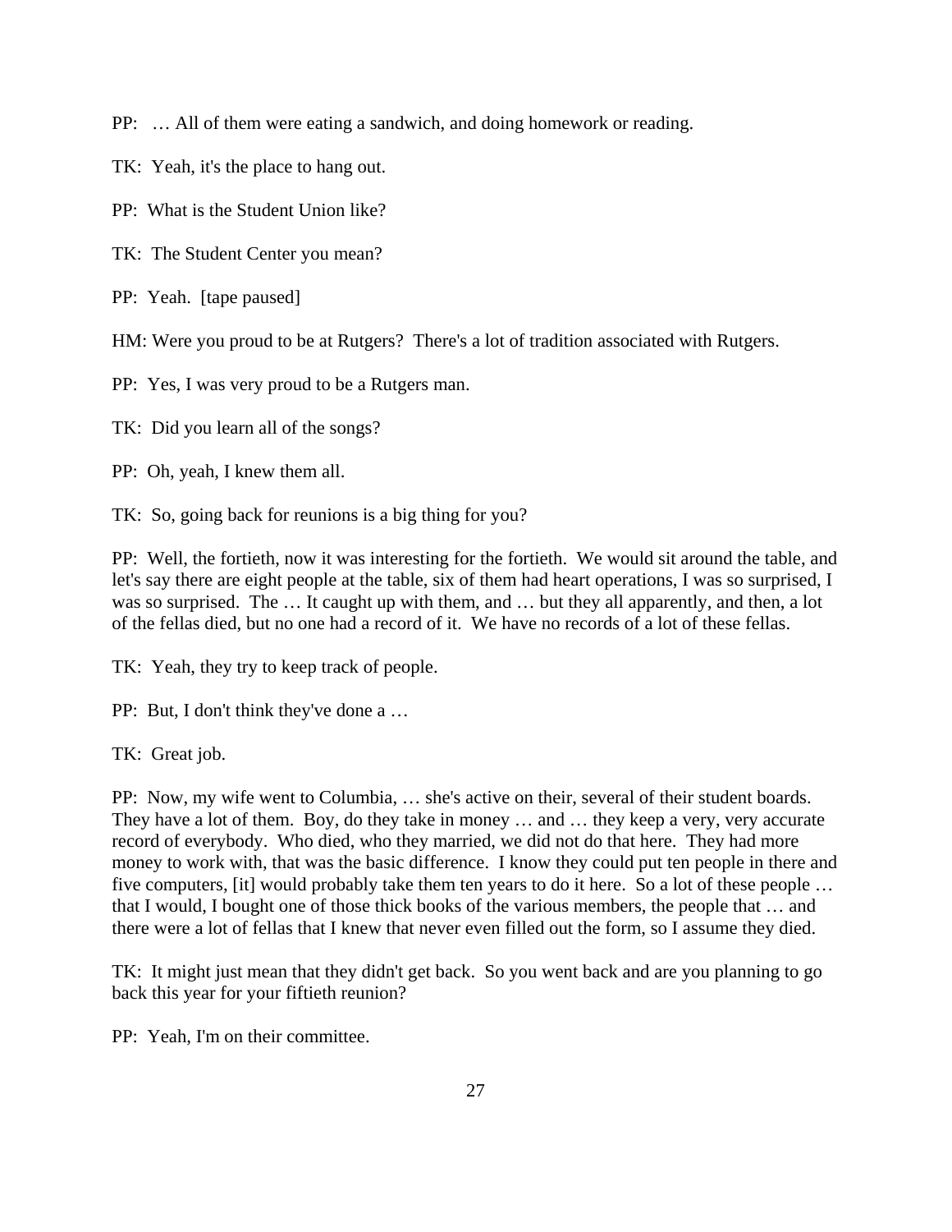PP: … All of them were eating a sandwich, and doing homework or reading.

TK: Yeah, it's the place to hang out.

PP: What is the Student Union like?

TK: The Student Center you mean?

PP: Yeah. [tape paused]

HM: Were you proud to be at Rutgers? There's a lot of tradition associated with Rutgers.

PP: Yes, I was very proud to be a Rutgers man.

TK: Did you learn all of the songs?

PP: Oh, yeah, I knew them all.

TK: So, going back for reunions is a big thing for you?

PP: Well, the fortieth, now it was interesting for the fortieth. We would sit around the table, and let's say there are eight people at the table, six of them had heart operations, I was so surprised, I was so surprised. The … It caught up with them, and … but they all apparently, and then, a lot of the fellas died, but no one had a record of it. We have no records of a lot of these fellas.

TK: Yeah, they try to keep track of people.

PP: But, I don't think they've done a …

TK: Great job.

PP: Now, my wife went to Columbia, … she's active on their, several of their student boards. They have a lot of them. Boy, do they take in money … and … they keep a very, very accurate record of everybody. Who died, who they married, we did not do that here. They had more money to work with, that was the basic difference. I know they could put ten people in there and five computers, [it] would probably take them ten years to do it here. So a lot of these people … that I would, I bought one of those thick books of the various members, the people that … and there were a lot of fellas that I knew that never even filled out the form, so I assume they died.

TK: It might just mean that they didn't get back. So you went back and are you planning to go back this year for your fiftieth reunion?

PP: Yeah, I'm on their committee.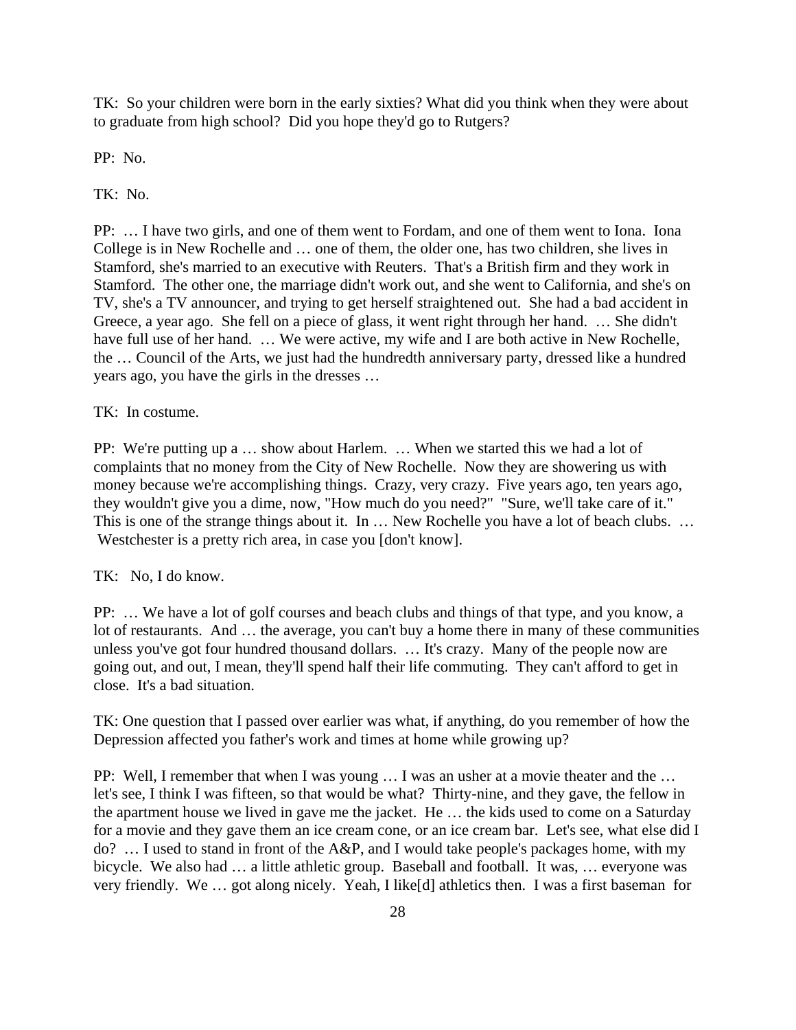TK: So your children were born in the early sixties? What did you think when they were about to graduate from high school? Did you hope they'd go to Rutgers?

PP: No.

TK: No.

PP: … I have two girls, and one of them went to Fordam, and one of them went to Iona. Iona College is in New Rochelle and … one of them, the older one, has two children, she lives in Stamford, she's married to an executive with Reuters. That's a British firm and they work in Stamford. The other one, the marriage didn't work out, and she went to California, and she's on TV, she's a TV announcer, and trying to get herself straightened out. She had a bad accident in Greece, a year ago. She fell on a piece of glass, it went right through her hand. … She didn't have full use of her hand. … We were active, my wife and I are both active in New Rochelle, the … Council of the Arts, we just had the hundredth anniversary party, dressed like a hundred years ago, you have the girls in the dresses …

TK: In costume.

PP: We're putting up a … show about Harlem. … When we started this we had a lot of complaints that no money from the City of New Rochelle. Now they are showering us with money because we're accomplishing things. Crazy, very crazy. Five years ago, ten years ago, they wouldn't give you a dime, now, "How much do you need?" "Sure, we'll take care of it." This is one of the strange things about it. In … New Rochelle you have a lot of beach clubs. … Westchester is a pretty rich area, in case you [don't know].

TK: No, I do know.

PP: … We have a lot of golf courses and beach clubs and things of that type, and you know, a lot of restaurants. And … the average, you can't buy a home there in many of these communities unless you've got four hundred thousand dollars. … It's crazy. Many of the people now are going out, and out, I mean, they'll spend half their life commuting. They can't afford to get in close. It's a bad situation.

TK: One question that I passed over earlier was what, if anything, do you remember of how the Depression affected you father's work and times at home while growing up?

PP: Well, I remember that when I was young … I was an usher at a movie theater and the … let's see, I think I was fifteen, so that would be what? Thirty-nine, and they gave, the fellow in the apartment house we lived in gave me the jacket. He … the kids used to come on a Saturday for a movie and they gave them an ice cream cone, or an ice cream bar. Let's see, what else did I do? … I used to stand in front of the A&P, and I would take people's packages home, with my bicycle. We also had … a little athletic group. Baseball and football. It was, … everyone was very friendly. We … got along nicely. Yeah, I like[d] athletics then. I was a first baseman for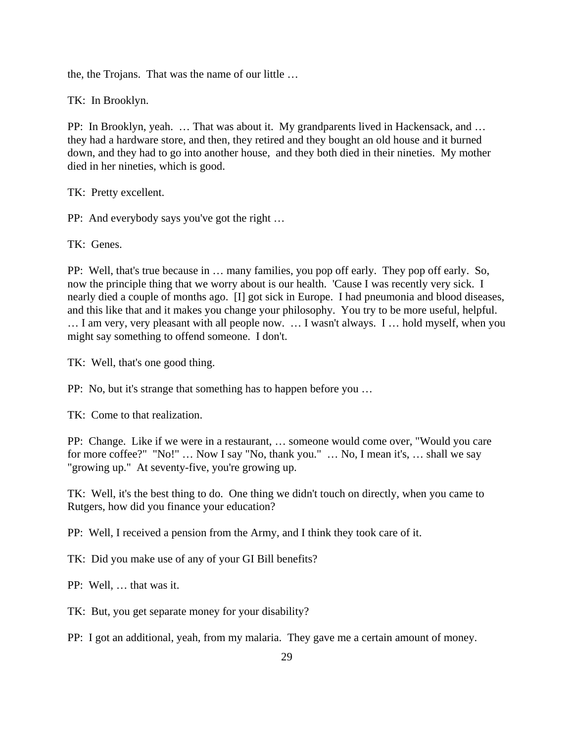the, the Trojans. That was the name of our little …

TK: In Brooklyn.

PP: In Brooklyn, yeah. … That was about it. My grandparents lived in Hackensack, and … they had a hardware store, and then, they retired and they bought an old house and it burned down, and they had to go into another house, and they both died in their nineties. My mother died in her nineties, which is good.

TK: Pretty excellent.

PP: And everybody says you've got the right …

TK: Genes.

PP: Well, that's true because in … many families, you pop off early. They pop off early. So, now the principle thing that we worry about is our health. 'Cause I was recently very sick. I nearly died a couple of months ago. [I] got sick in Europe. I had pneumonia and blood diseases, and this like that and it makes you change your philosophy. You try to be more useful, helpful. … I am very, very pleasant with all people now. … I wasn't always. I … hold myself, when you might say something to offend someone. I don't.

TK: Well, that's one good thing.

PP: No, but it's strange that something has to happen before you …

TK: Come to that realization.

PP: Change. Like if we were in a restaurant, … someone would come over, "Would you care for more coffee?" "No!" … Now I say "No, thank you." … No, I mean it's, … shall we say "growing up." At seventy-five, you're growing up.

TK: Well, it's the best thing to do. One thing we didn't touch on directly, when you came to Rutgers, how did you finance your education?

PP: Well, I received a pension from the Army, and I think they took care of it.

TK: Did you make use of any of your GI Bill benefits?

PP: Well, … that was it.

TK: But, you get separate money for your disability?

PP: I got an additional, yeah, from my malaria. They gave me a certain amount of money.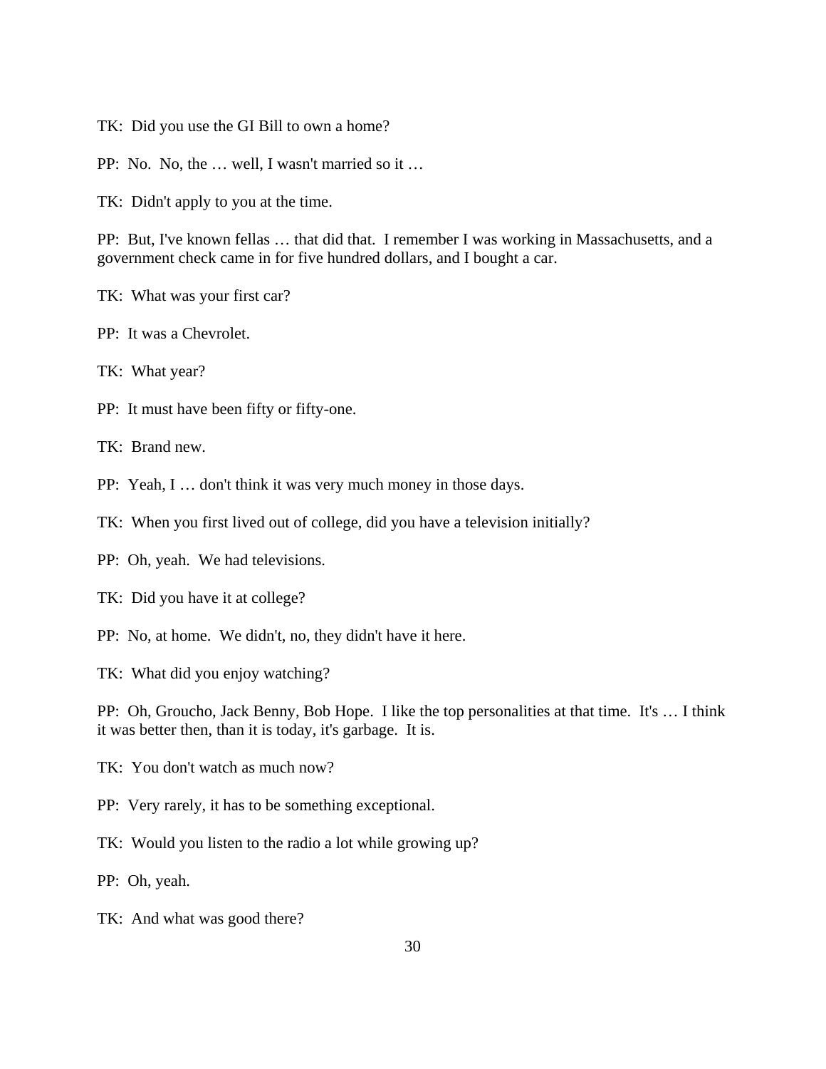TK: Did you use the GI Bill to own a home?

PP: No. No, the … well, I wasn't married so it …

TK: Didn't apply to you at the time.

PP: But, I've known fellas … that did that. I remember I was working in Massachusetts, and a government check came in for five hundred dollars, and I bought a car.

TK: What was your first car?

PP: It was a Chevrolet.

TK: What year?

PP: It must have been fifty or fifty-one.

TK: Brand new.

PP: Yeah, I … don't think it was very much money in those days.

TK: When you first lived out of college, did you have a television initially?

PP: Oh, yeah. We had televisions.

TK: Did you have it at college?

PP: No, at home. We didn't, no, they didn't have it here.

TK: What did you enjoy watching?

PP: Oh, Groucho, Jack Benny, Bob Hope. I like the top personalities at that time. It's … I think it was better then, than it is today, it's garbage. It is.

TK: You don't watch as much now?

PP: Very rarely, it has to be something exceptional.

TK: Would you listen to the radio a lot while growing up?

PP: Oh, yeah.

TK: And what was good there?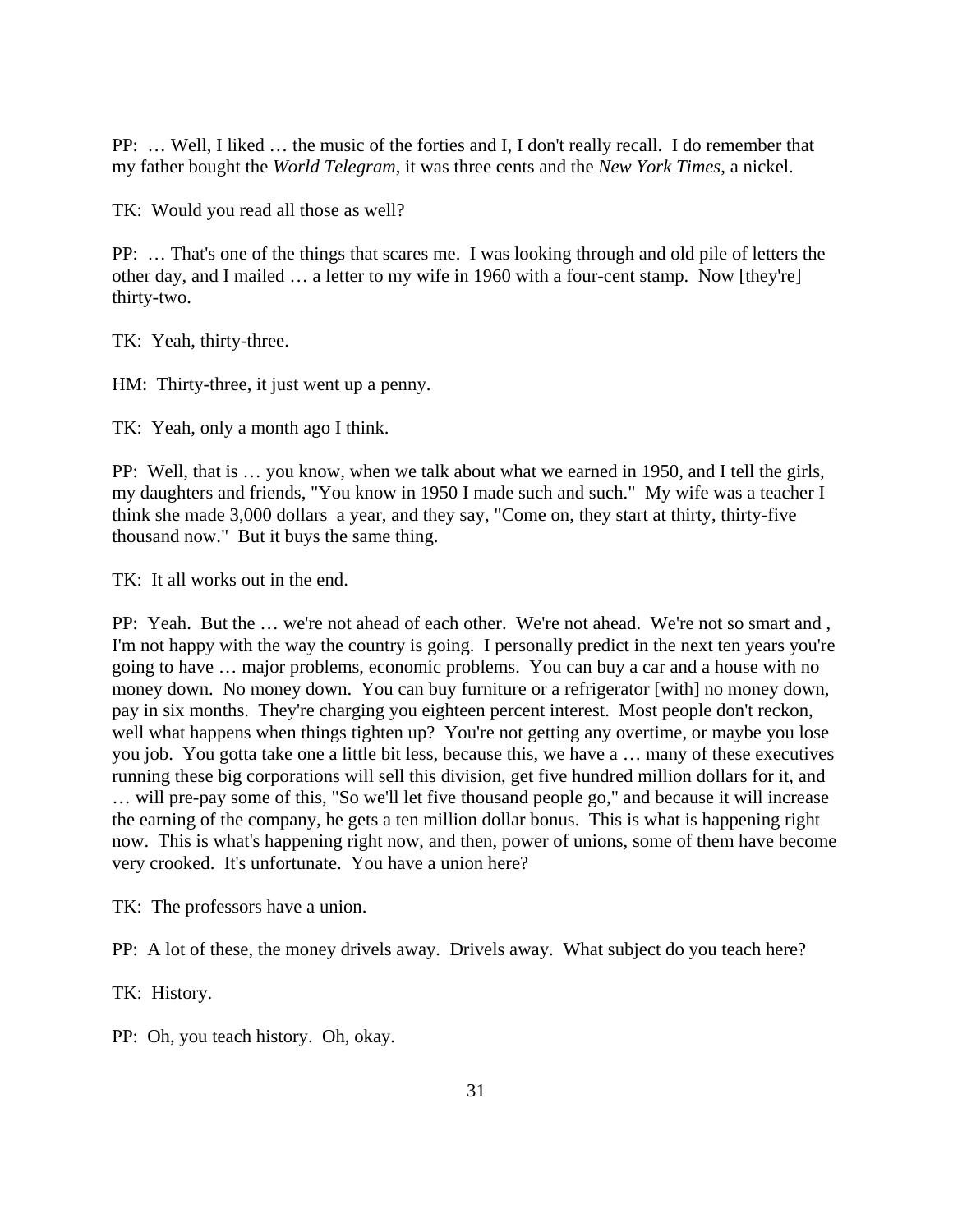PP: … Well, I liked … the music of the forties and I, I don't really recall. I do remember that my father bought the *World Telegram*, it was three cents and the *New York Times*, a nickel.

TK: Would you read all those as well?

PP: … That's one of the things that scares me. I was looking through and old pile of letters the other day, and I mailed … a letter to my wife in 1960 with a four-cent stamp. Now [they're] thirty-two.

TK: Yeah, thirty-three.

HM: Thirty-three, it just went up a penny.

TK: Yeah, only a month ago I think.

PP: Well, that is … you know, when we talk about what we earned in 1950, and I tell the girls, my daughters and friends, "You know in 1950 I made such and such." My wife was a teacher I think she made 3,000 dollars a year, and they say, "Come on, they start at thirty, thirty-five thousand now." But it buys the same thing.

TK: It all works out in the end.

PP: Yeah. But the … we're not ahead of each other. We're not ahead. We're not so smart and , I'm not happy with the way the country is going. I personally predict in the next ten years you're going to have … major problems, economic problems. You can buy a car and a house with no money down. No money down. You can buy furniture or a refrigerator [with] no money down, pay in six months. They're charging you eighteen percent interest. Most people don't reckon, well what happens when things tighten up? You're not getting any overtime, or maybe you lose you job. You gotta take one a little bit less, because this, we have a … many of these executives running these big corporations will sell this division, get five hundred million dollars for it, and … will pre-pay some of this, "So we'll let five thousand people go," and because it will increase the earning of the company, he gets a ten million dollar bonus. This is what is happening right now. This is what's happening right now, and then, power of unions, some of them have become very crooked. It's unfortunate. You have a union here?

TK: The professors have a union.

PP: A lot of these, the money drivels away. Drivels away. What subject do you teach here?

TK: History.

PP: Oh, you teach history. Oh, okay.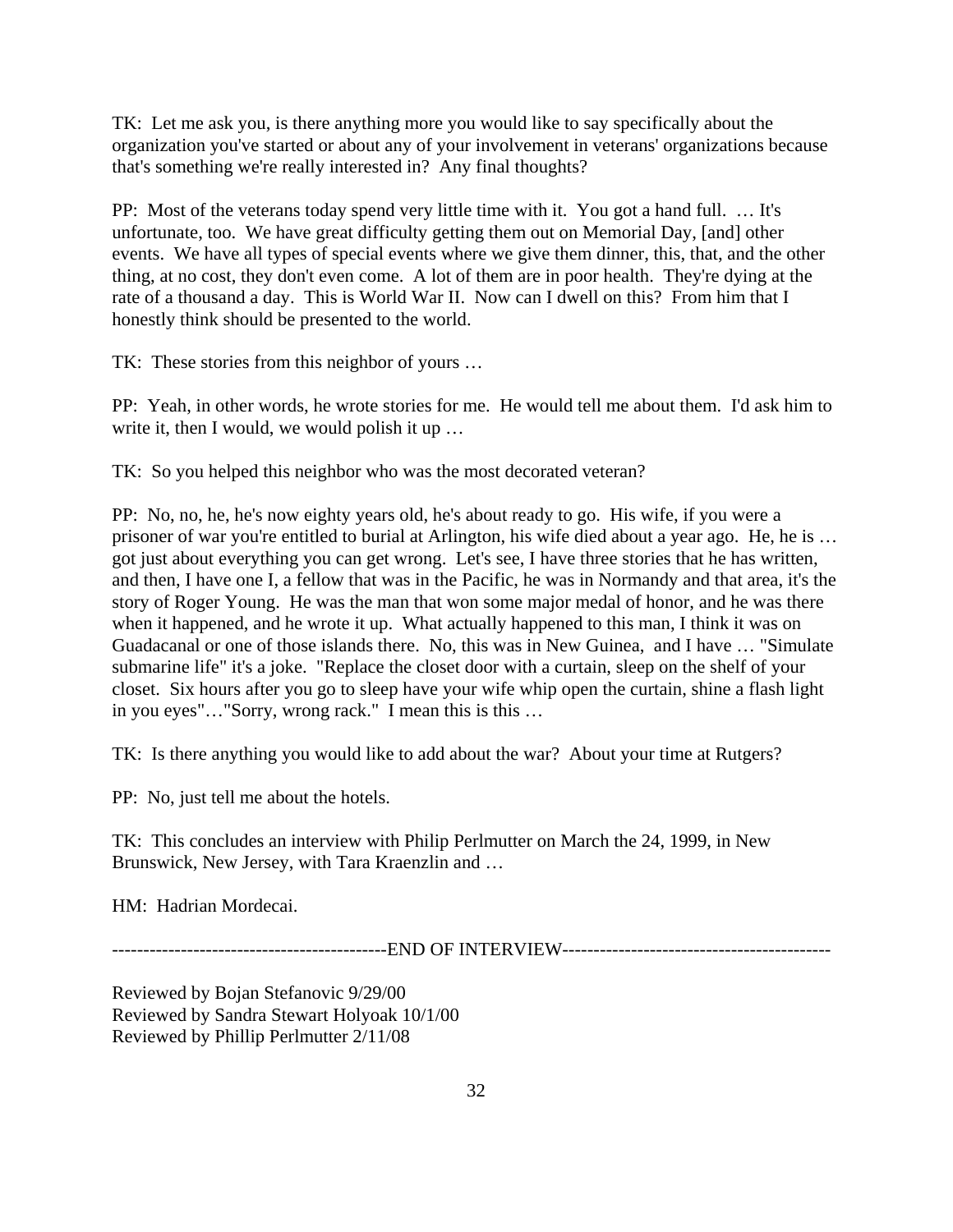TK: Let me ask you, is there anything more you would like to say specifically about the organization you've started or about any of your involvement in veterans' organizations because that's something we're really interested in? Any final thoughts?

PP: Most of the veterans today spend very little time with it. You got a hand full. … It's unfortunate, too. We have great difficulty getting them out on Memorial Day, [and] other events. We have all types of special events where we give them dinner, this, that, and the other thing, at no cost, they don't even come. A lot of them are in poor health. They're dying at the rate of a thousand a day. This is World War II. Now can I dwell on this? From him that I honestly think should be presented to the world.

TK: These stories from this neighbor of yours …

PP: Yeah, in other words, he wrote stories for me. He would tell me about them. I'd ask him to write it, then I would, we would polish it up …

TK: So you helped this neighbor who was the most decorated veteran?

PP: No, no, he, he's now eighty years old, he's about ready to go. His wife, if you were a prisoner of war you're entitled to burial at Arlington, his wife died about a year ago. He, he is … got just about everything you can get wrong. Let's see, I have three stories that he has written, and then, I have one I, a fellow that was in the Pacific, he was in Normandy and that area, it's the story of Roger Young. He was the man that won some major medal of honor, and he was there when it happened, and he wrote it up. What actually happened to this man, I think it was on Guadacanal or one of those islands there. No, this was in New Guinea, and I have … "Simulate submarine life" it's a joke. "Replace the closet door with a curtain, sleep on the shelf of your closet. Six hours after you go to sleep have your wife whip open the curtain, shine a flash light in you eyes"…"Sorry, wrong rack." I mean this is this …

TK: Is there anything you would like to add about the war? About your time at Rutgers?

PP: No, just tell me about the hotels.

TK: This concludes an interview with Philip Perlmutter on March the 24, 1999, in New Brunswick, New Jersey, with Tara Kraenzlin and …

HM: Hadrian Mordecai.

-------------------------------------------END OF INTERVIEW-------------------------------------------

Reviewed by Bojan Stefanovic 9/29/00
Reviewed by Sandra Stewart Holyoak 10/1/00
Reviewed by Phillip Perlmutter 2/11/08